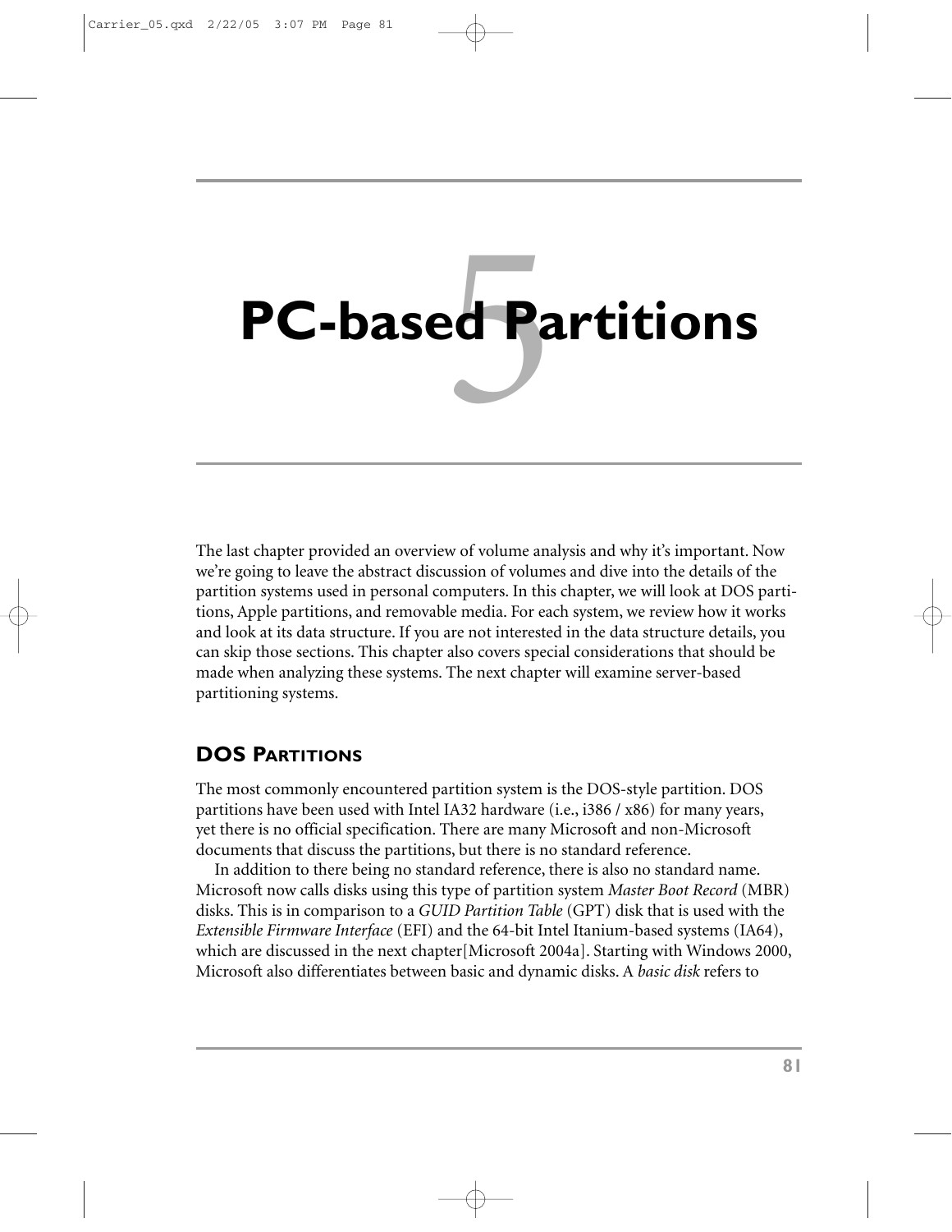# 5 PC-based Partitions

The last chapter provided an overview of volume analysis and why it's important. Now we're going to leave the abstract discussion of volumes and dive into the details of the partition systems used in personal computers. In this chapter, we will look at DOS partitions, Apple partitions, and removable media. For each system, we review how it works and look at its data structure. If you are not interested in the data structure details, you can skip those sections. This chapter also covers special considerations that should be made when analyzing these systems. The next chapter will examine server-based partitioning systems.

## DOS PARTITIONS

The most commonly encountered partition system is the DOS-style partition. DOS partitions have been used with Intel IA32 hardware (i.e., i386 / x86) for many years, yet there is no official specification. There are many Microsoft and non-Microsoft documents that discuss the partitions, but there is no standard reference.

In addition to there being no standard reference, there is also no standard name. Microsoft now calls disks using this type of partition system *Master Boot Record* (MBR) disks. This is in comparison to a *GUID Partition Table* (GPT) disk that is used with the *Extensible Firmware Interface* (EFI) and the 64-bit Intel Itanium-based systems (IA64), which are discussed in the next chapter[Microsoft 2004a]. Starting with Windows 2000, Microsoft also differentiates between basic and dynamic disks. A *basic disk* refers to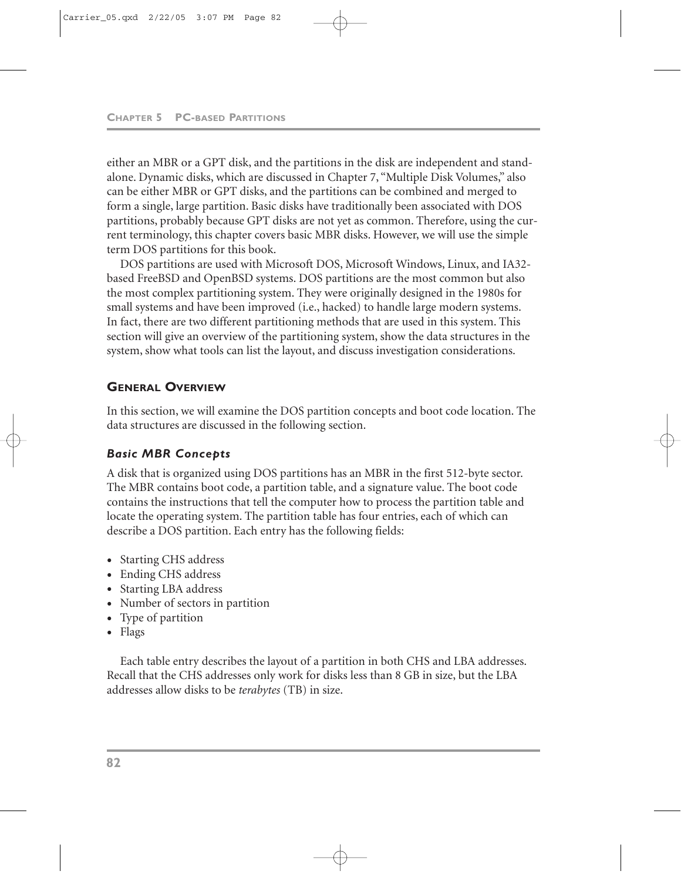either an MBR or a GPT disk, and the partitions in the disk are independent and standalone. Dynamic disks, which are discussed in Chapter 7, "Multiple Disk Volumes," also can be either MBR or GPT disks, and the partitions can be combined and merged to form a single, large partition. Basic disks have traditionally been associated with DOS partitions, probably because GPT disks are not yet as common. Therefore, using the current terminology, this chapter covers basic MBR disks. However, we will use the simple term DOS partitions for this book.

DOS partitions are used with Microsoft DOS, Microsoft Windows, Linux, and IA32-based FreeBSD and OpenBSD systems. DOS partitions are the most common but also the most complex partitioning system. They were originally designed in the 1980s for small systems and have been improved (i.e., hacked) to handle large modern systems. In fact, there are two different partitioning methods that are used in this system. This section will give an overview of the partitioning system, show the data structures in the system, show what tools can list the layout, and discuss investigation considerations.

## GENERAL OVERVIEW

In this section, we will examine the DOS partition concepts and boot code location. The data structures are discussed in the following section.

### *Basic MBR Concepts*

A disk that is organized using DOS partitions has an MBR in the first 512-byte sector. The MBR contains boot code, a partition table, and a signature value. The boot code contains the instructions that tell the computer how to process the partition table and locate the operating system. The partition table has four entries, each of which can describe a DOS partition. Each entry has the following fields:

- Starting CHS address
- Ending CHS address
- Starting LBA address
- Number of sectors in partition
- Type of partition
- Flags

Each table entry describes the layout of a partition in both CHS and LBA addresses. Recall that the CHS addresses only work for disks less than 8 GB in size, but the LBA addresses allow disks to be *terabytes* (TB) in size.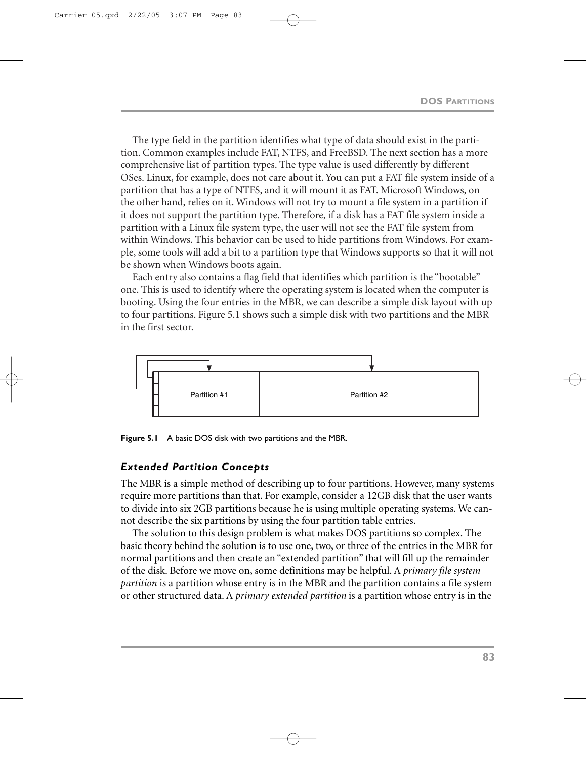The type field in the partition identifies what type of data should exist in the partition. Common examples include FAT, NTFS, and FreeBSD. The next section has a more comprehensive list of partition types. The type value is used differently by different OSes. Linux, for example, does not care about it. You can put a FAT file system inside of a partition that has a type of NTFS, and it will mount it as FAT. Microsoft Windows, on the other hand, relies on it. Windows will not try to mount a file system in a partition if it does not support the partition type. Therefore, if a disk has a FAT file system inside a partition with a Linux file system type, the user will not see the FAT file system from within Windows. This behavior can be used to hide partitions from Windows. For example, some tools will add a bit to a partition type that Windows supports so that it will not be shown when Windows boots again.

Each entry also contains a flag field that identifies which partition is the "bootable" one. This is used to identify where the operating system is located when the computer is booting. Using the four entries in the MBR, we can describe a simple disk layout with up to four partitions. Figure 5.1 shows such a simple disk with two partitions and the MBR in the first sector.

Partition #1 | Partition #2

**Figure 5.1** A basic DOS disk with two partitions and the MBR.

### *Extended Partition Concepts*

The MBR is a simple method of describing up to four partitions. However, many systems require more partitions than that. For example, consider a 12GB disk that the user wants to divide into six 2GB partitions because he is using multiple operating systems. We cannot describe the six partitions by using the four partition table entries.

The solution to this design problem is what makes DOS partitions so complex. The basic theory behind the solution is to use one, two, or three of the entries in the MBR for normal partitions and then create an "extended partition" that will fill up the remainder of the disk. Before we move on, some definitions may be helpful. A *primary file system partition* is a partition whose entry is in the MBR and the partition contains a file system or other structured data. A *primary extended partition* is a partition whose entry is in the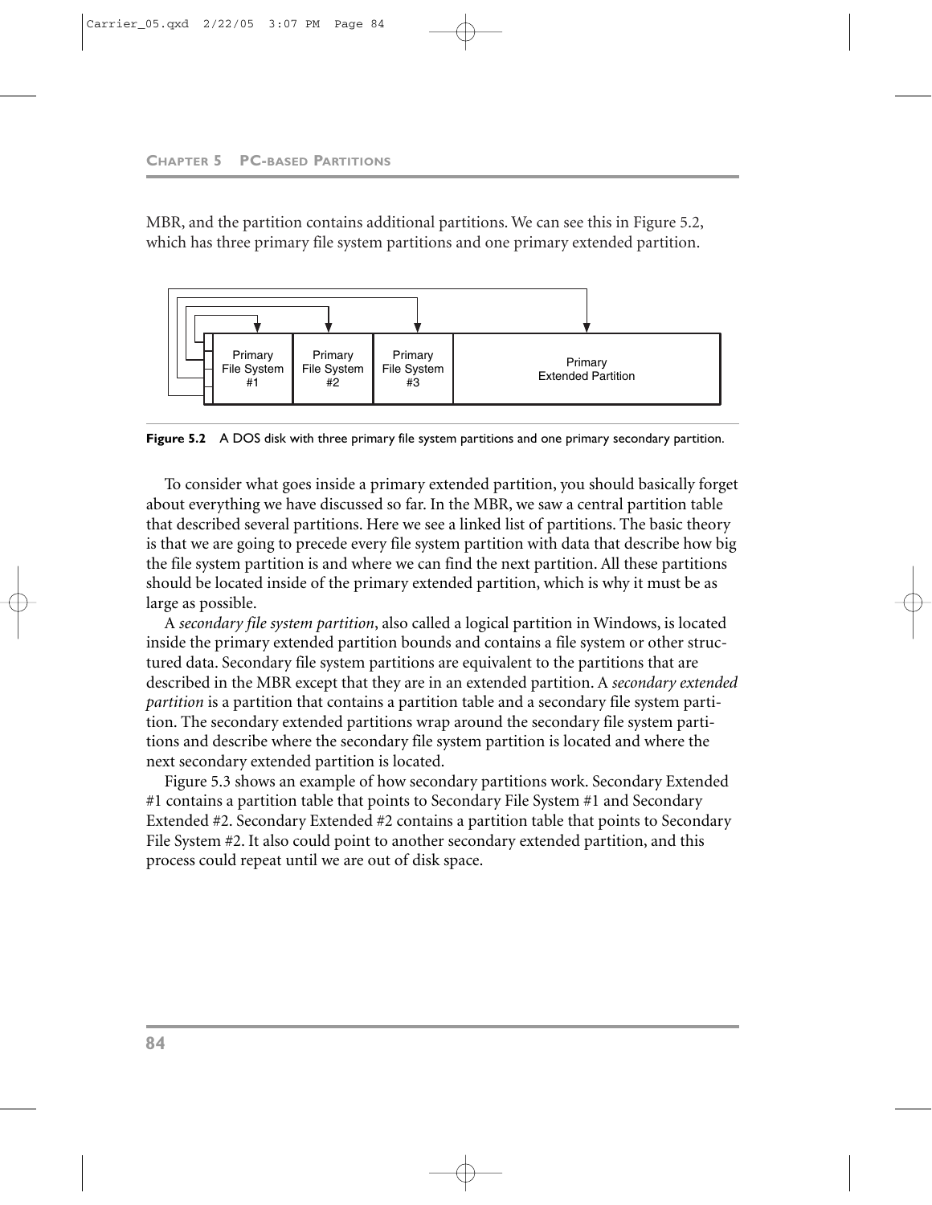MBR, and the partition contains additional partitions. We can see this in Figure 5.2, which has three primary file system partitions and one primary extended partition.

Primary File System #1 | Primary File System #2 | Primary File System #3 | Primary Extended Partition

**Figure 5.2** A DOS disk with three primary file system partitions and one primary secondary partition.

To consider what goes inside a primary extended partition, you should basically forget about everything we have discussed so far. In the MBR, we saw a central partition table that described several partitions. Here we see a linked list of partitions. The basic theory is that we are going to precede every file system partition with data that describe how big the file system partition is and where we can find the next partition. All these partitions should be located inside of the primary extended partition, which is why it must be as large as possible.

A *secondary file system partition*, also called a logical partition in Windows, is located inside the primary extended partition bounds and contains a file system or other structured data. Secondary file system partitions are equivalent to the partitions that are described in the MBR except that they are in an extended partition. A *secondary extended partition* is a partition that contains a partition table and a secondary file system partition. The secondary extended partitions wrap around the secondary file system partitions and describe where the secondary file system partition is located and where the next secondary extended partition is located.

Figure 5.3 shows an example of how secondary partitions work. Secondary Extended #1 contains a partition table that points to Secondary File System #1 and Secondary Extended #2. Secondary Extended #2 contains a partition table that points to Secondary File System #2. It also could point to another secondary extended partition, and this process could repeat until we are out of disk space.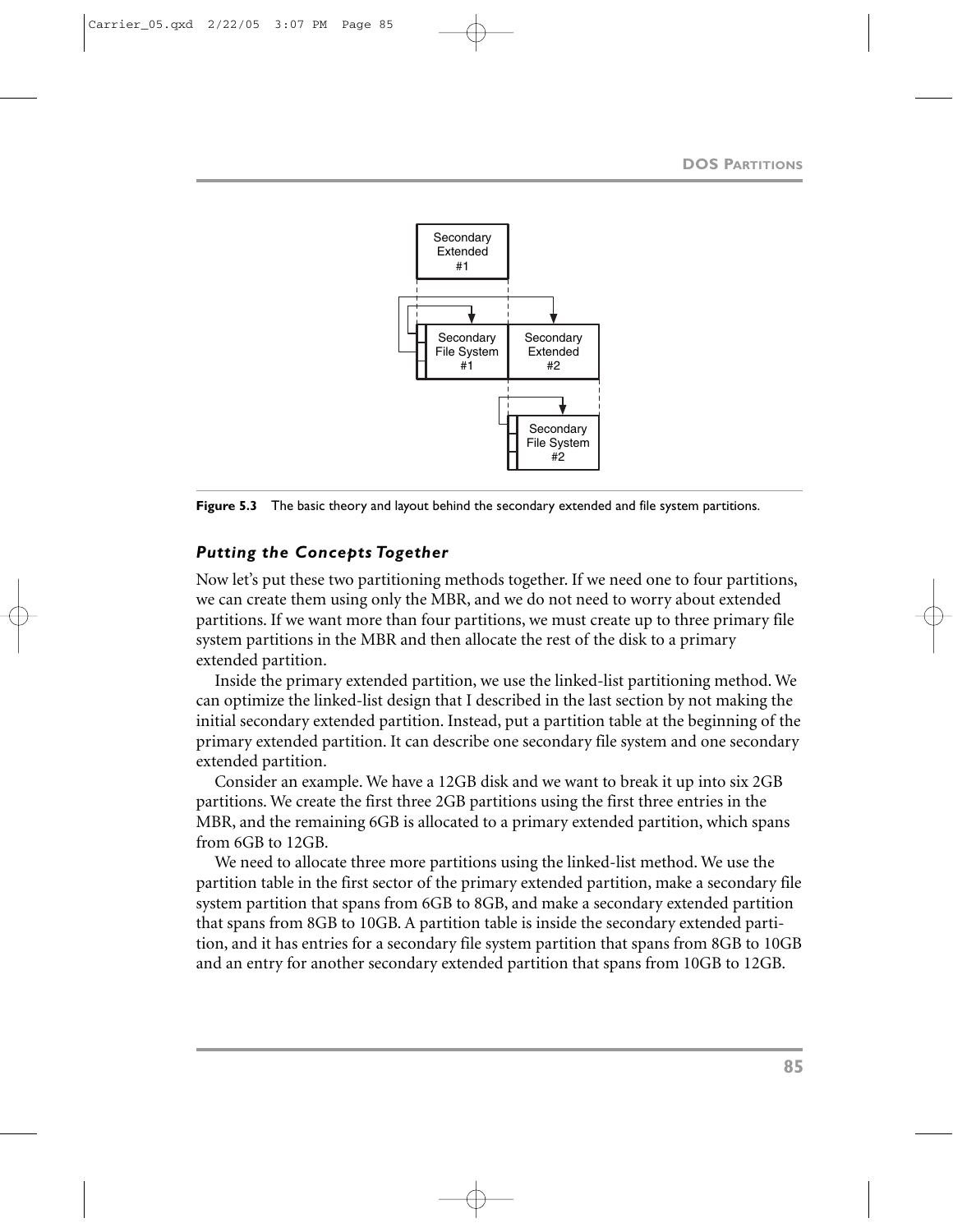Figure 5.3 The basic theory and layout behind the secondary extended and file system partitions.

### *Putting the Concepts Together*

Now let's put these two partitioning methods together. If we need one to four partitions, we can create them using only the MBR, and we do not need to worry about extended partitions. If we want more than four partitions, we must create up to three primary file system partitions in the MBR and then allocate the rest of the disk to a primary extended partition.

Inside the primary extended partition, we use the linked-list partitioning method. We can optimize the linked-list design that I described in the last section by not making the initial secondary extended partition. Instead, put a partition table at the beginning of the primary extended partition. It can describe one secondary file system and one secondary extended partition.

Consider an example. We have a 12GB disk and we want to break it up into six 2GB partitions. We create the first three 2GB partitions using the first three entries in the MBR, and the remaining 6GB is allocated to a primary extended partition, which spans from 6GB to 12GB.

We need to allocate three more partitions using the linked-list method. We use the partition table in the first sector of the primary extended partition, make a secondary file system partition that spans from 6GB to 8GB, and make a secondary extended partition that spans from 8GB to 10GB. A partition table is inside the secondary extended partition, and it has entries for a secondary file system partition that spans from 8GB to 10GB and an entry for another secondary extended partition that spans from 10GB to 12GB.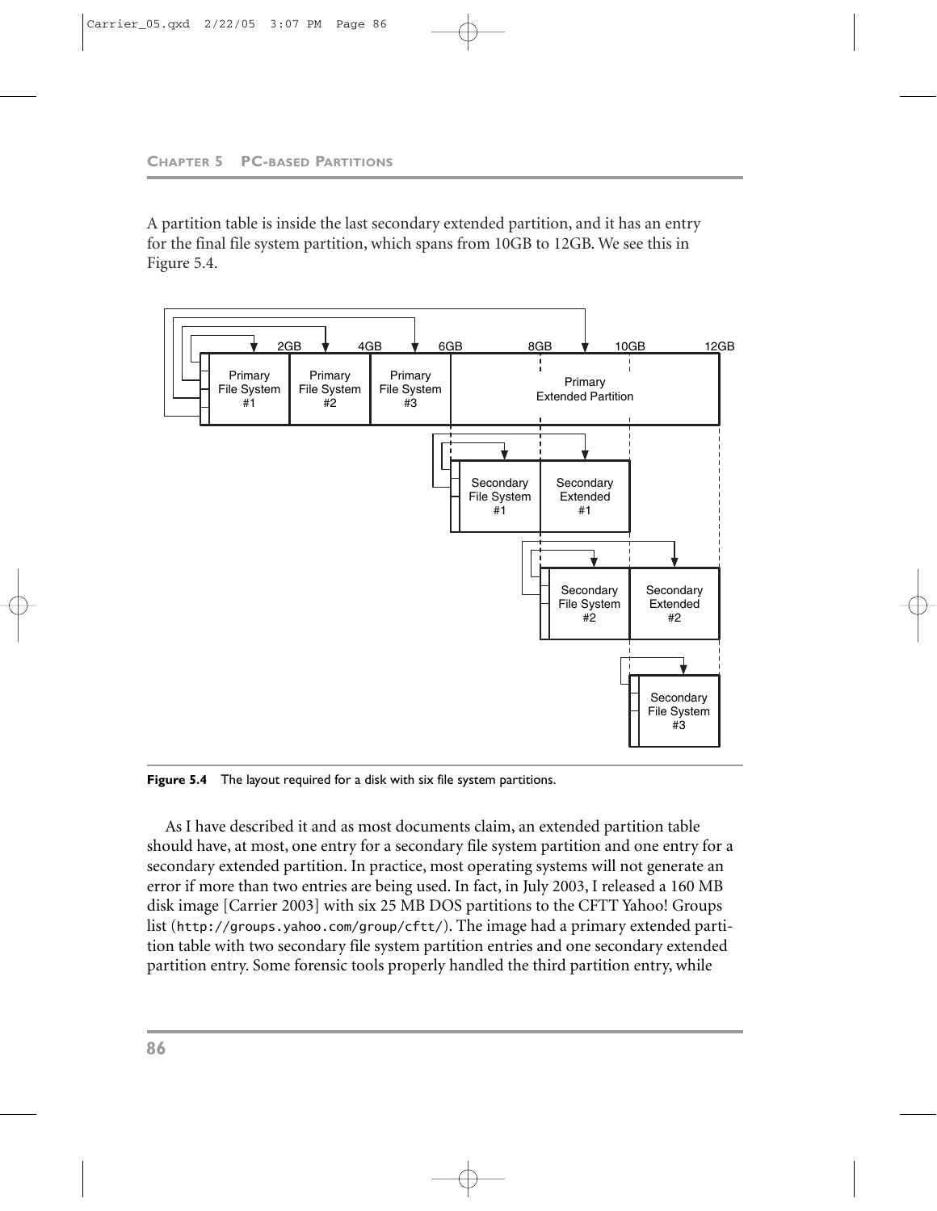A partition table is inside the last secondary extended partition, and it has an entry for the final file system partition, which spans from 10GB to 12GB. We see this in Figure 5.4.

**Figure 5.4** The layout required for a disk with six file system partitions.

As I have described it and as most documents claim, an extended partition table should have, at most, one entry for a secondary file system partition and one entry for a secondary extended partition. In practice, most operating systems will not generate an error if more than two entries are being used. In fact, in July 2003, I released a 160 MB disk image [Carrier 2003] with six 25 MB DOS partitions to the CFTT Yahoo! Groups list (`http://groups.yahoo.com/group/cftt/`). The image had a primary extended partition table with two secondary file system partition entries and one secondary extended partition entry. Some forensic tools properly handled the third partition entry, while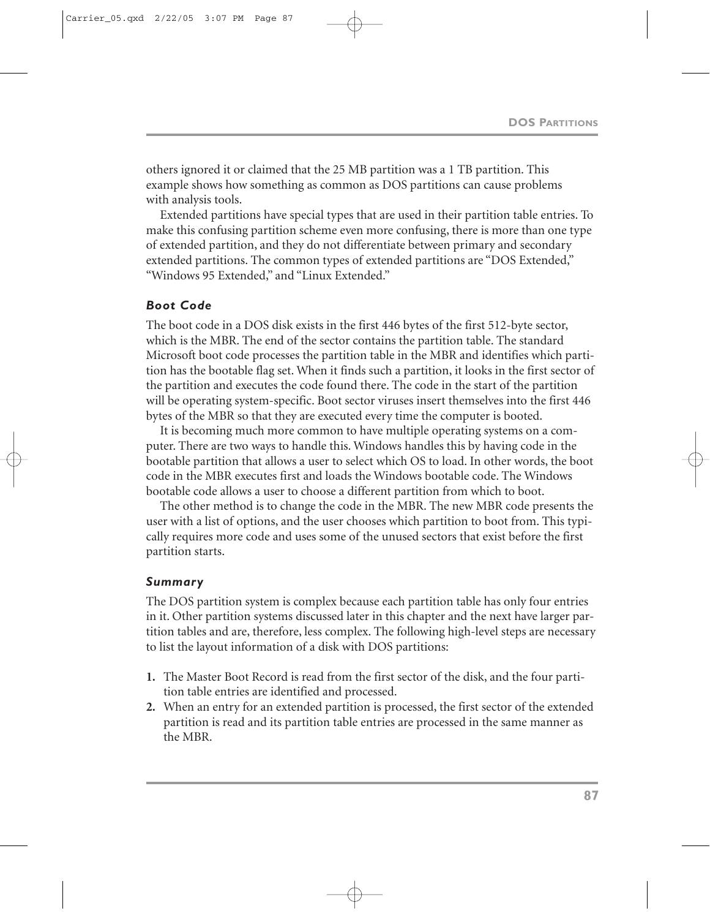others ignored it or claimed that the 25 MB partition was a 1 TB partition. This example shows how something as common as DOS partitions can cause problems with analysis tools.

Extended partitions have special types that are used in their partition table entries. To make this confusing partition scheme even more confusing, there is more than one type of extended partition, and they do not differentiate between primary and secondary extended partitions. The common types of extended partitions are "DOS Extended," "Windows 95 Extended," and "Linux Extended."

### *Boot Code*

The boot code in a DOS disk exists in the first 446 bytes of the first 512-byte sector, which is the MBR. The end of the sector contains the partition table. The standard Microsoft boot code processes the partition table in the MBR and identifies which partition has the bootable flag set. When it finds such a partition, it looks in the first sector of the partition and executes the code found there. The code in the start of the partition will be operating system-specific. Boot sector viruses insert themselves into the first 446 bytes of the MBR so that they are executed every time the computer is booted.

It is becoming much more common to have multiple operating systems on a computer. There are two ways to handle this. Windows handles this by having code in the bootable partition that allows a user to select which OS to load. In other words, the boot code in the MBR executes first and loads the Windows bootable code. The Windows bootable code allows a user to choose a different partition from which to boot.

The other method is to change the code in the MBR. The new MBR code presents the user with a list of options, and the user chooses which partition to boot from. This typically requires more code and uses some of the unused sectors that exist before the first partition starts.

### *Summary*

The DOS partition system is complex because each partition table has only four entries in it. Other partition systems discussed later in this chapter and the next have larger partition tables and are, therefore, less complex. The following high-level steps are necessary to list the layout information of a disk with DOS partitions:

1. The Master Boot Record is read from the first sector of the disk, and the four partition table entries are identified and processed.
2. When an entry for an extended partition is processed, the first sector of the extended partition is read and its partition table entries are processed in the same manner as the MBR.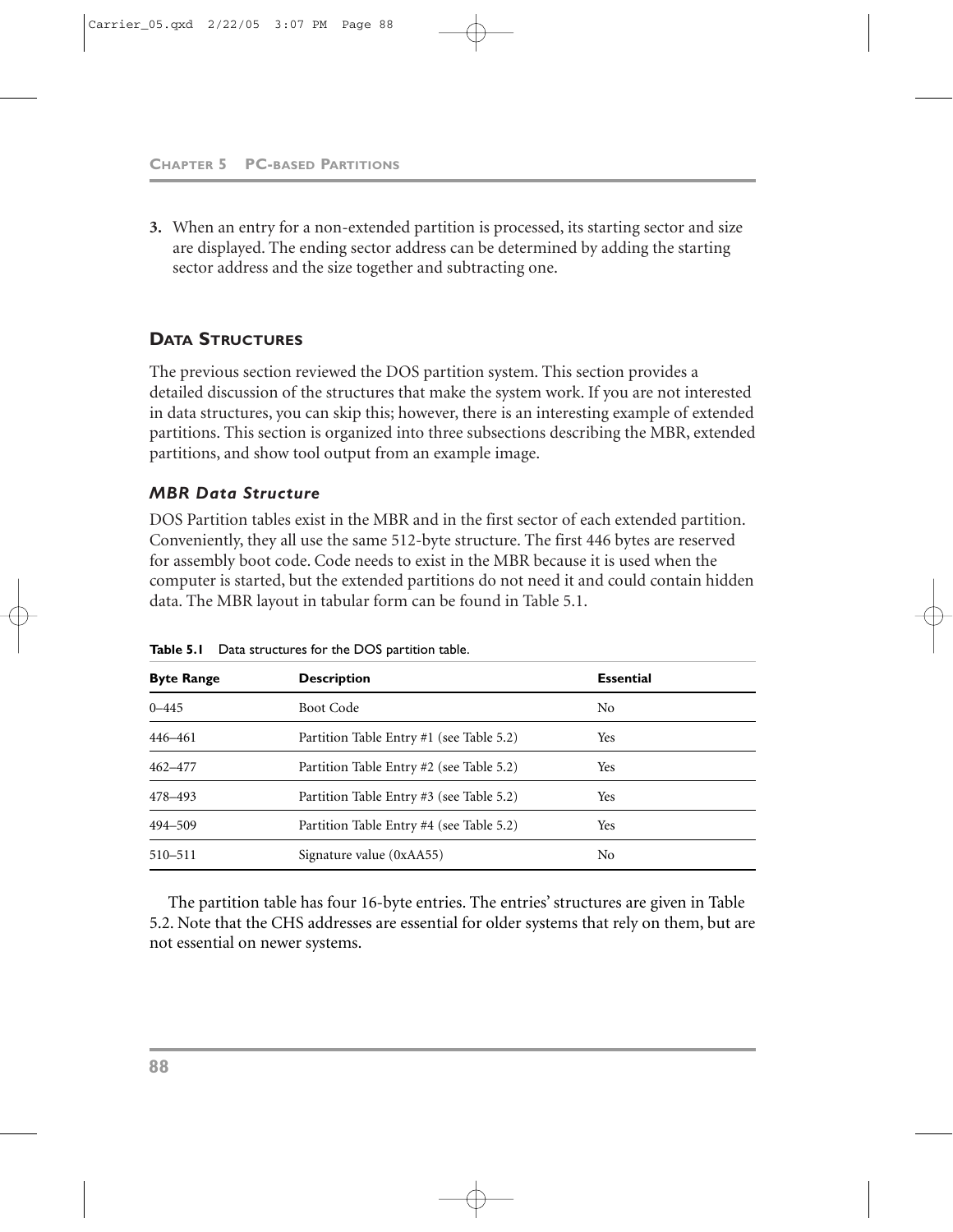3. When an entry for a non-extended partition is processed, its starting sector and size are displayed. The ending sector address can be determined by adding the starting sector address and the size together and subtracting one.

## Data Structures

The previous section reviewed the DOS partition system. This section provides a detailed discussion of the structures that make the system work. If you are not interested in data structures, you can skip this; however, there is an interesting example of extended partitions. This section is organized into three subsections describing the MBR, extended partitions, and show tool output from an example image.

### *MBR Data Structure*

DOS Partition tables exist in the MBR and in the first sector of each extended partition. Conveniently, they all use the same 512-byte structure. The first 446 bytes are reserved for assembly boot code. Code needs to exist in the MBR because it is used when the computer is started, but the extended partitions do not need it and could contain hidden data. The MBR layout in tabular form can be found in Table 5.1.

**Table 5.1** Data structures for the DOS partition table.

| Byte Range | Description | Essential |
|---|---|---|
| 0–445 | Boot Code | No |
| 446–461 | Partition Table Entry #1 (see Table 5.2) | Yes |
| 462–477 | Partition Table Entry #2 (see Table 5.2) | Yes |
| 478–493 | Partition Table Entry #3 (see Table 5.2) | Yes |
| 494–509 | Partition Table Entry #4 (see Table 5.2) | Yes |
| 510–511 | Signature value (0xAA55) | No |

The partition table has four 16-byte entries. The entries' structures are given in Table 5.2. Note that the CHS addresses are essential for older systems that rely on them, but are not essential on newer systems.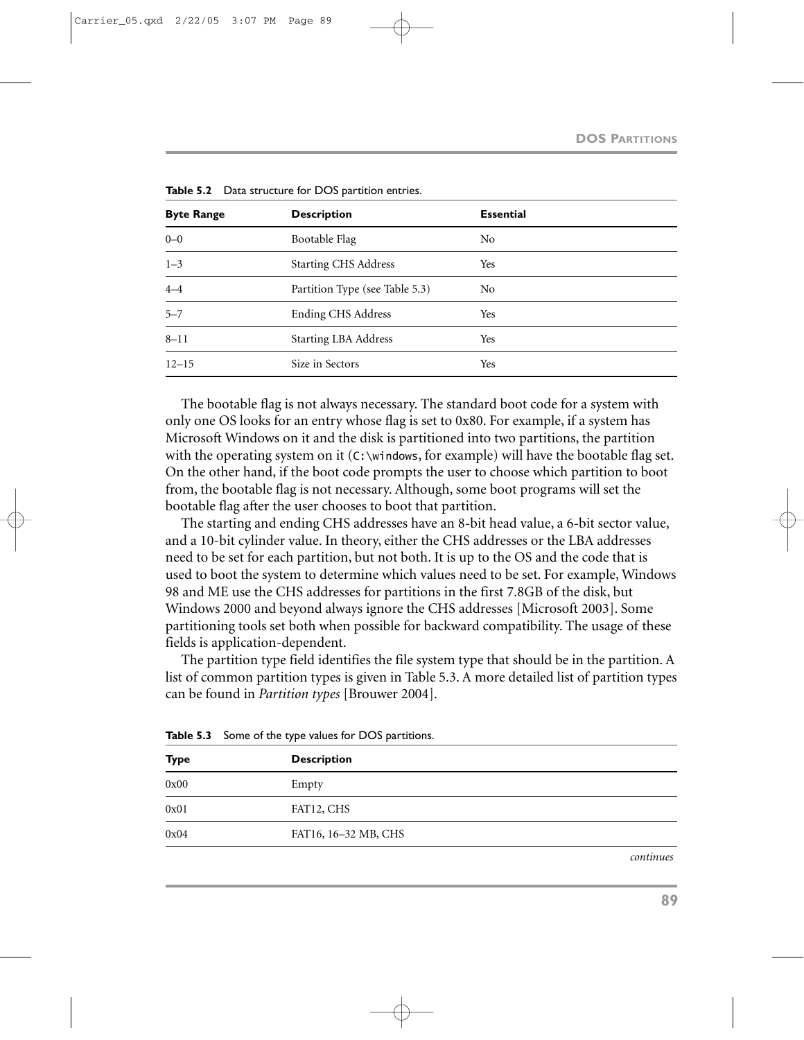**Table 5.2** Data structure for DOS partition entries.

| Byte Range | Description | Essential |
|---|---|---|
| 0–0 | Bootable Flag | No |
| 1–3 | Starting CHS Address | Yes |
| 4–4 | Partition Type (see Table 5.3) | No |
| 5–7 | Ending CHS Address | Yes |
| 8–11 | Starting LBA Address | Yes |
| 12–15 | Size in Sectors | Yes |

The bootable flag is not always necessary. The standard boot code for a system with only one OS looks for an entry whose flag is set to 0x80. For example, if a system has Microsoft Windows on it and the disk is partitioned into two partitions, the partition with the operating system on it (`C:\windows`, for example) will have the bootable flag set. On the other hand, if the boot code prompts the user to choose which partition to boot from, the bootable flag is not necessary. Although, some boot programs will set the bootable flag after the user chooses to boot that partition.

The starting and ending CHS addresses have an 8-bit head value, a 6-bit sector value, and a 10-bit cylinder value. In theory, either the CHS addresses or the LBA addresses need to be set for each partition, but not both. It is up to the OS and the code that is used to boot the system to determine which values need to be set. For example, Windows 98 and ME use the CHS addresses for partitions in the first 7.8GB of the disk, but Windows 2000 and beyond always ignore the CHS addresses [Microsoft 2003]. Some partitioning tools set both when possible for backward compatibility. The usage of these fields is application-dependent.

The partition type field identifies the file system type that should be in the partition. A list of common partition types is given in Table 5.3. A more detailed list of partition types can be found in *Partition types* [Brouwer 2004].

**Table 5.3** Some of the type values for DOS partitions.

| Type | Description |
|---|---|
| 0x00 | Empty |
| 0x01 | FAT12, CHS |
| 0x04 | FAT16, 16–32 MB, CHS |

*continues*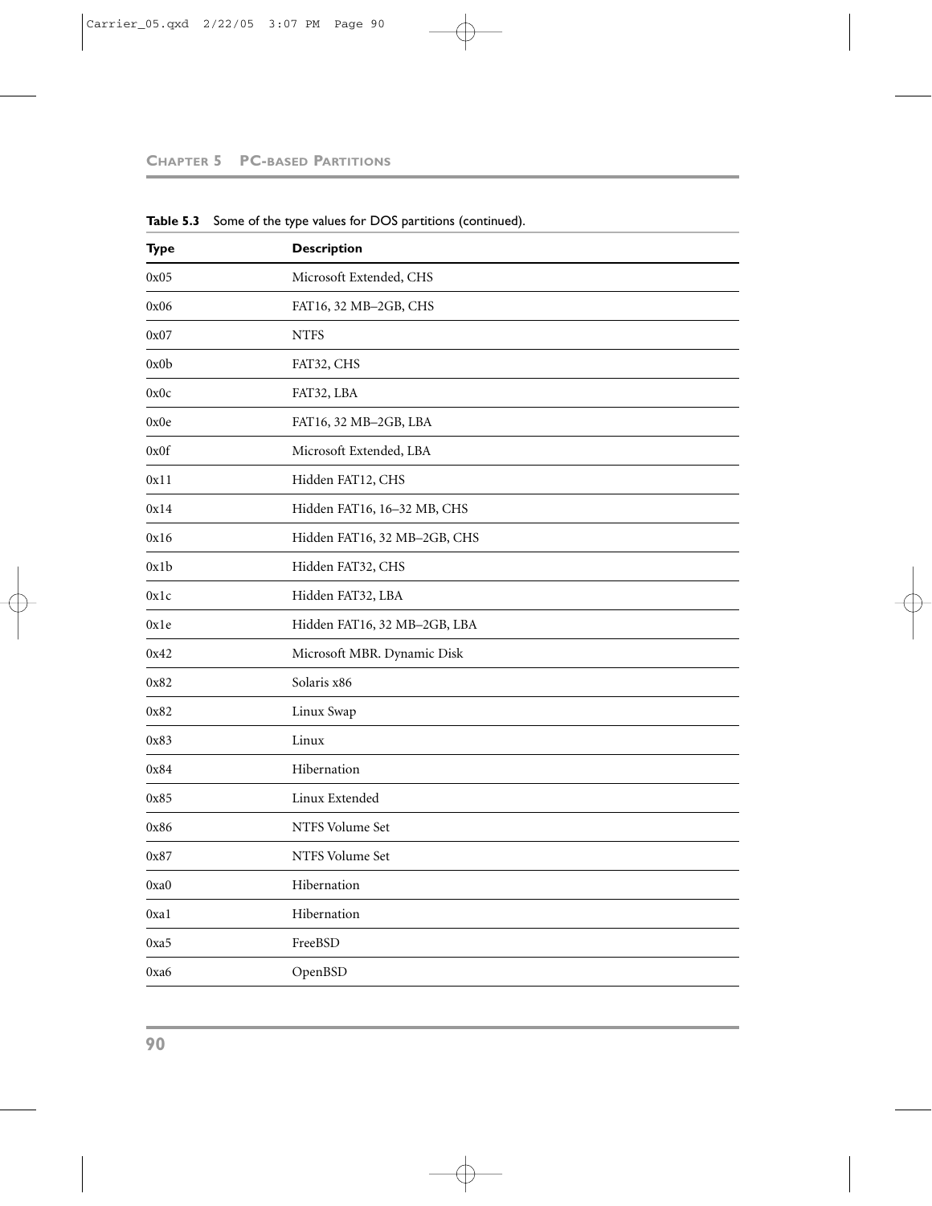**Table 5.3** Some of the type values for DOS partitions (continued).

| Type | Description |
|---|---|
| 0x05 | Microsoft Extended, CHS |
| 0x06 | FAT16, 32 MB–2GB, CHS |
| 0x07 | NTFS |
| 0x0b | FAT32, CHS |
| 0x0c | FAT32, LBA |
| 0x0e | FAT16, 32 MB–2GB, LBA |
| 0x0f | Microsoft Extended, LBA |
| 0x11 | Hidden FAT12, CHS |
| 0x14 | Hidden FAT16, 16–32 MB, CHS |
| 0x16 | Hidden FAT16, 32 MB–2GB, CHS |
| 0x1b | Hidden FAT32, CHS |
| 0x1c | Hidden FAT32, LBA |
| 0x1e | Hidden FAT16, 32 MB–2GB, LBA |
| 0x42 | Microsoft MBR. Dynamic Disk |
| 0x82 | Solaris x86 |
| 0x82 | Linux Swap |
| 0x83 | Linux |
| 0x84 | Hibernation |
| 0x85 | Linux Extended |
| 0x86 | NTFS Volume Set |
| 0x87 | NTFS Volume Set |
| 0xa0 | Hibernation |
| 0xa1 | Hibernation |
| 0xa5 | FreeBSD |
| 0xa6 | OpenBSD |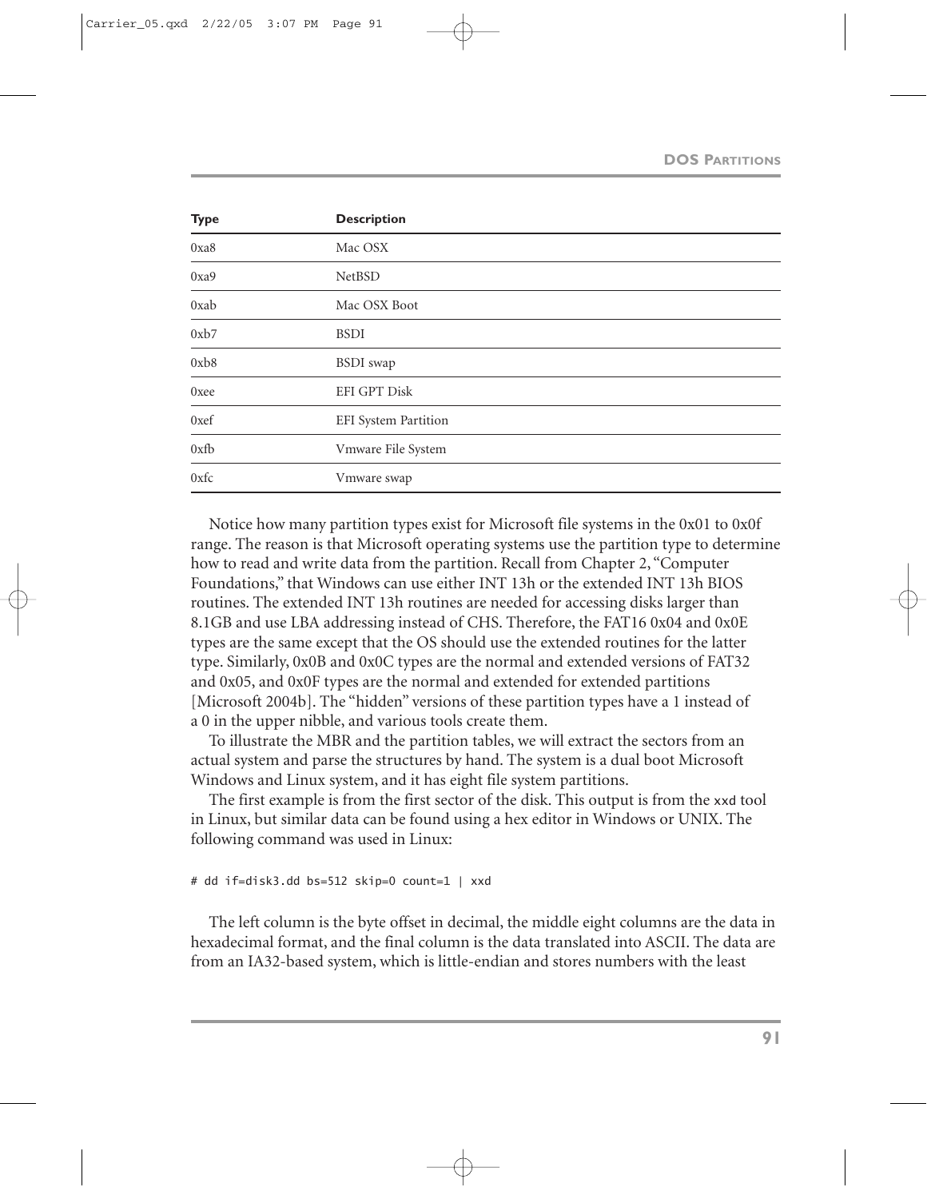| Type | Description |
|---|---|
| 0xa8 | Mac OSX |
| 0xa9 | NetBSD |
| 0xab | Mac OSX Boot |
| 0xb7 | BSDI |
| 0xb8 | BSDI swap |
| 0xee | EFI GPT Disk |
| 0xef | EFI System Partition |
| 0xfb | Vmware File System |
| 0xfc | Vmware swap |

Notice how many partition types exist for Microsoft file systems in the 0x01 to 0x0f range. The reason is that Microsoft operating systems use the partition type to determine how to read and write data from the partition. Recall from Chapter 2, "Computer Foundations," that Windows can use either INT 13h or the extended INT 13h BIOS routines. The extended INT 13h routines are needed for accessing disks larger than 8.1GB and use LBA addressing instead of CHS. Therefore, the FAT16 0x04 and 0x0E types are the same except that the OS should use the extended routines for the latter type. Similarly, 0x0B and 0x0C types are the normal and extended versions of FAT32 and 0x05, and 0x0F types are the normal and extended for extended partitions [Microsoft 2004b]. The "hidden" versions of these partition types have a 1 instead of a 0 in the upper nibble, and various tools create them.

To illustrate the MBR and the partition tables, we will extract the sectors from an actual system and parse the structures by hand. The system is a dual boot Microsoft Windows and Linux system, and it has eight file system partitions.

The first example is from the first sector of the disk. This output is from the `xxd` tool in Linux, but similar data can be found using a hex editor in Windows or UNIX. The following command was used in Linux:

```
# dd if=disk3.dd bs=512 skip=0 count=1 | xxd
```

The left column is the byte offset in decimal, the middle eight columns are the data in hexadecimal format, and the final column is the data translated into ASCII. The data are from an IA32-based system, which is little-endian and stores numbers with the least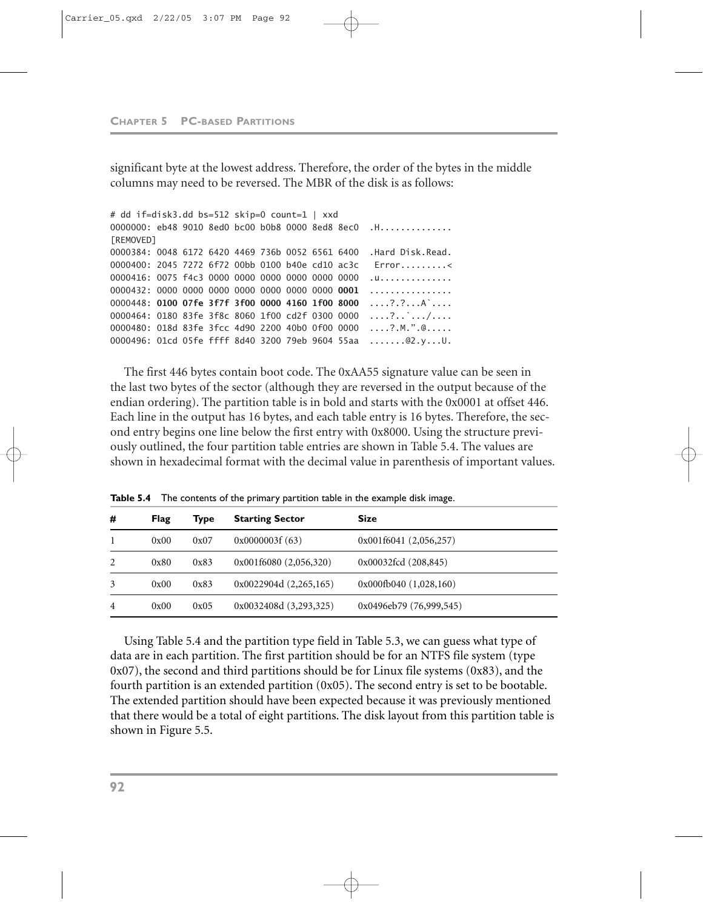significant byte at the lowest address. Therefore, the order of the bytes in the middle columns may need to be reversed. The MBR of the disk is as follows:

```
# dd if=disk3.dd bs=512 skip=0 count=1 | xxd
0000000: eb48 9010 8ed0 bc00 b0b8 0000 8ed8 8ec0  .H.............
[REMOVED]
0000384: 0048 6172 6420 4469 736b 0052 6561 6400  .Hard Disk.Read.
0000400: 2045 7272 6f72 00bb 0100 b40e cd10 ac3c   Error.........<
0000416: 0075 f4c3 0000 0000 0000 0000 0000 0000  .u..............
0000432: 0000 0000 0000 0000 0000 0000 0000 0001  ................
0000448: 0100 07fe 3f7f 3f00 0000 4160 1f00 8000  ....?.?...A`....
0000464: 0180 83fe 3f8c 8060 1f00 cd2f 0300 0000  ....?..`.../....
0000480: 018d 83fe 3fcc 4d90 2200 40b0 0f00 0000  ....?.M.".@.....
0000496: 01cd 05fe ffff 8d40 3200 79eb 9604 55aa  .......@2.y...U.
```

The first 446 bytes contain boot code. The 0xAA55 signature value can be seen in the last two bytes of the sector (although they are reversed in the output because of the endian ordering). The partition table is in bold and starts with the 0x0001 at offset 446. Each line in the output has 16 bytes, and each table entry is 16 bytes. Therefore, the second entry begins one line below the first entry with 0x8000. Using the structure previously outlined, the four partition table entries are shown in Table 5.4. The values are shown in hexadecimal format with the decimal value in parenthesis of important values.

**Table 5.4** The contents of the primary partition table in the example disk image.

| # | Flag | Type | Starting Sector | Size |
|---|---|---|---|---|
| 1 | 0x00 | 0x07 | 0x0000003f (63) | 0x001f6041 (2,056,257) |
| 2 | 0x80 | 0x83 | 0x001f6080 (2,056,320) | 0x00032fcd (208,845) |
| 3 | 0x00 | 0x83 | 0x0022904d (2,265,165) | 0x000fb040 (1,028,160) |
| 4 | 0x00 | 0x05 | 0x0032408d (3,293,325) | 0x0496eb79 (76,999,545) |

Using Table 5.4 and the partition type field in Table 5.3, we can guess what type of data are in each partition. The first partition should be for an NTFS file system (type 0x07), the second and third partitions should be for Linux file systems (0x83), and the fourth partition is an extended partition (0x05). The second entry is set to be bootable. The extended partition should have been expected because it was previously mentioned that there would be a total of eight partitions. The disk layout from this partition table is shown in Figure 5.5.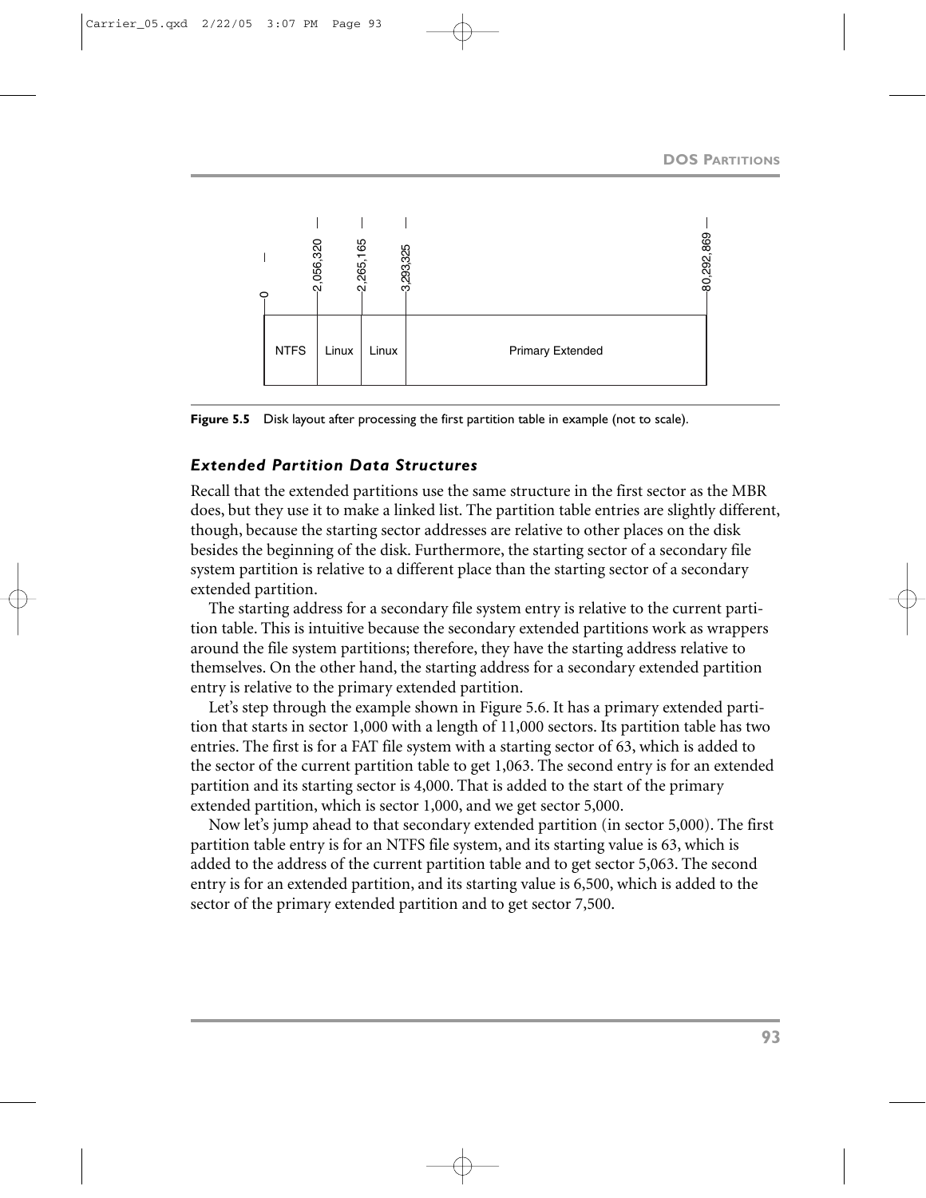Figure 5.5 Disk layout after processing the first partition table in example (not to scale).

### *Extended Partition Data Structures*

Recall that the extended partitions use the same structure in the first sector as the MBR does, but they use it to make a linked list. The partition table entries are slightly different, though, because the starting sector addresses are relative to other places on the disk besides the beginning of the disk. Furthermore, the starting sector of a secondary file system partition is relative to a different place than the starting sector of a secondary extended partition.

The starting address for a secondary file system entry is relative to the current partition table. This is intuitive because the secondary extended partitions work as wrappers around the file system partitions; therefore, they have the starting address relative to themselves. On the other hand, the starting address for a secondary extended partition entry is relative to the primary extended partition.

Let's step through the example shown in Figure 5.6. It has a primary extended partition that starts in sector 1,000 with a length of 11,000 sectors. Its partition table has two entries. The first is for a FAT file system with a starting sector of 63, which is added to the sector of the current partition table to get 1,063. The second entry is for an extended partition and its starting sector is 4,000. That is added to the start of the primary extended partition, which is sector 1,000, and we get sector 5,000.

Now let's jump ahead to that secondary extended partition (in sector 5,000). The first partition table entry is for an NTFS file system, and its starting value is 63, which is added to the address of the current partition table and to get sector 5,063. The second entry is for an extended partition, and its starting value is 6,500, which is added to the sector of the primary extended partition and to get sector 7,500.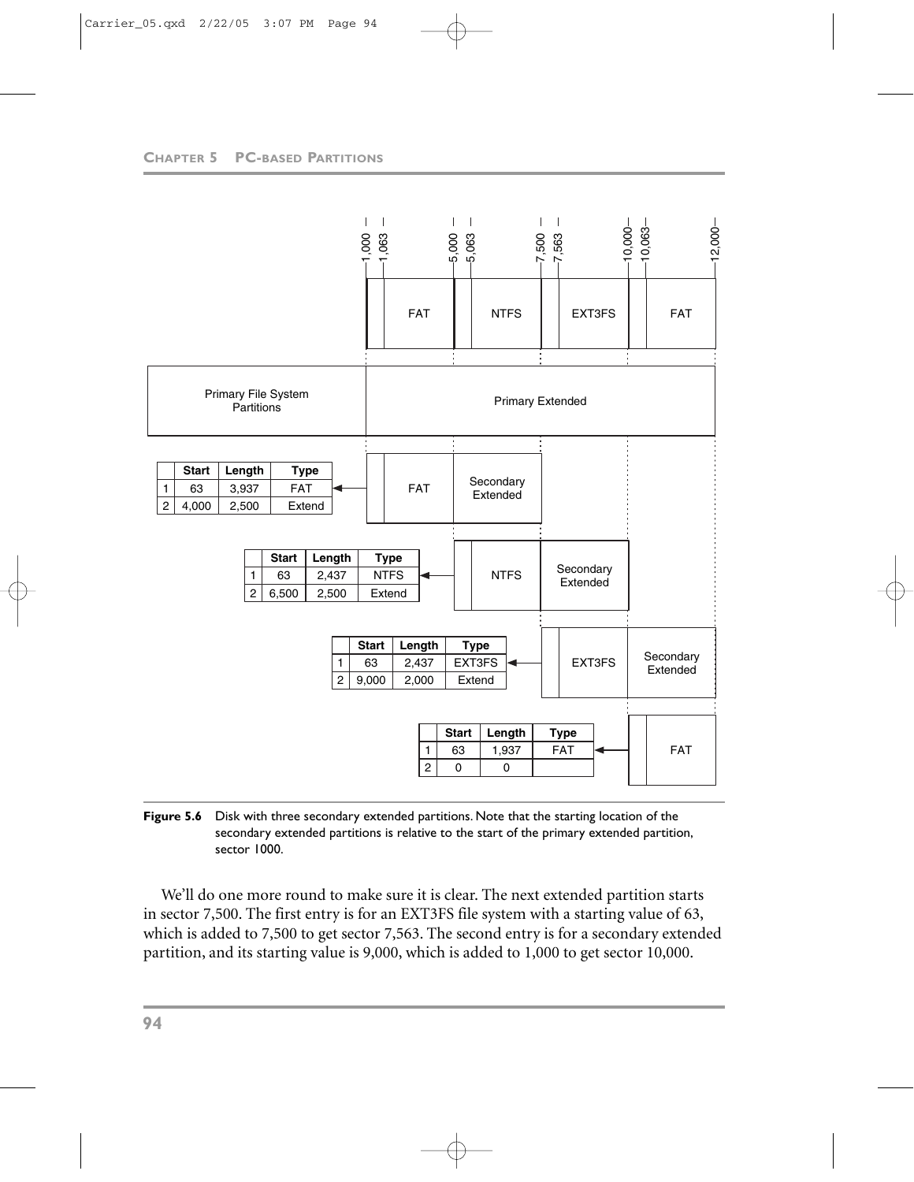| | Start | Length | Type |
|---|---|---|---|
| 1 | 63 | 3,937 | FAT |
| 2 | 4,000 | 2,500 | Extend |

| | Start | Length | Type |
|---|---|---|---|
| 1 | 63 | 2,437 | NTFS |
| 2 | 6,500 | 2,500 | Extend |

| | Start | Length | Type |
|---|---|---|---|
| 1 | 63 | 2,437 | EXT3FS |
| 2 | 9,000 | 2,000 | Extend |

| | Start | Length | Type |
|---|---|---|---|
| 1 | 63 | 1,937 | FAT |
| 2 | 0 | 0 | |

**Figure 5.6** Disk with three secondary extended partitions. Note that the starting location of the secondary extended partitions is relative to the start of the primary extended partition, sector 1000.

We'll do one more round to make sure it is clear. The next extended partition starts in sector 7,500. The first entry is for an EXT3FS file system with a starting value of 63, which is added to 7,500 to get sector 7,563. The second entry is for a secondary extended partition, and its starting value is 9,000, which is added to 1,000 to get sector 10,000.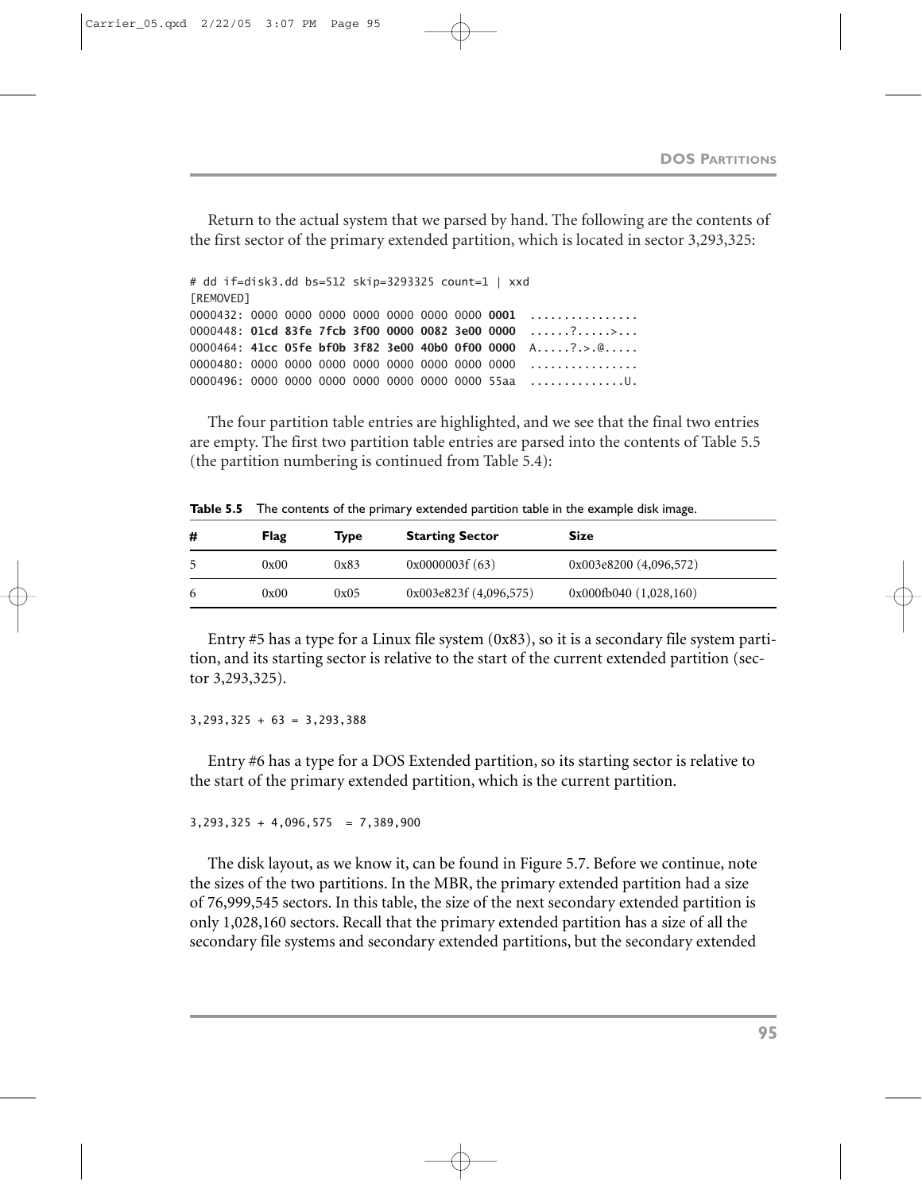Return to the actual system that we parsed by hand. The following are the contents of the first sector of the primary extended partition, which is located in sector 3,293,325:

```
# dd if=disk3.dd bs=512 skip=3293325 count=1 | xxd
[REMOVED]
0000432: 0000 0000 0000 0000 0000 0000 0000 0001  ................
0000448: 01cd 83fe 7fcb 3f00 0000 0082 3e00 0000  ......?.....>...
0000464: 41cc 05fe bf0b 3f82 3e00 40b0 0f00 0000  A.....?.>.@.....
0000480: 0000 0000 0000 0000 0000 0000 0000 0000  ................
0000496: 0000 0000 0000 0000 0000 0000 0000 55aa  ..............U.
```

The four partition table entries are highlighted, and we see that the final two entries are empty. The first two partition table entries are parsed into the contents of Table 5.5 (the partition numbering is continued from Table 5.4):

**Table 5.5** The contents of the primary extended partition table in the example disk image.

| # | Flag | Type | Starting Sector | Size |
|---|---|---|---|---|
| 5 | 0x00 | 0x83 | 0x0000003f (63) | 0x003e8200 (4,096,572) |
| 6 | 0x00 | 0x05 | 0x003e823f (4,096,575) | 0x000fb040 (1,028,160) |

Entry #5 has a type for a Linux file system (0x83), so it is a secondary file system partition, and its starting sector is relative to the start of the current extended partition (sector 3,293,325).

```
3,293,325 + 63 = 3,293,388
```

Entry #6 has a type for a DOS Extended partition, so its starting sector is relative to the start of the primary extended partition, which is the current partition.

```
3,293,325 + 4,096,575  = 7,389,900
```

The disk layout, as we know it, can be found in Figure 5.7. Before we continue, note the sizes of the two partitions. In the MBR, the primary extended partition had a size of 76,999,545 sectors. In this table, the size of the next secondary extended partition is only 1,028,160 sectors. Recall that the primary extended partition has a size of all the secondary file systems and secondary extended partitions, but the secondary extended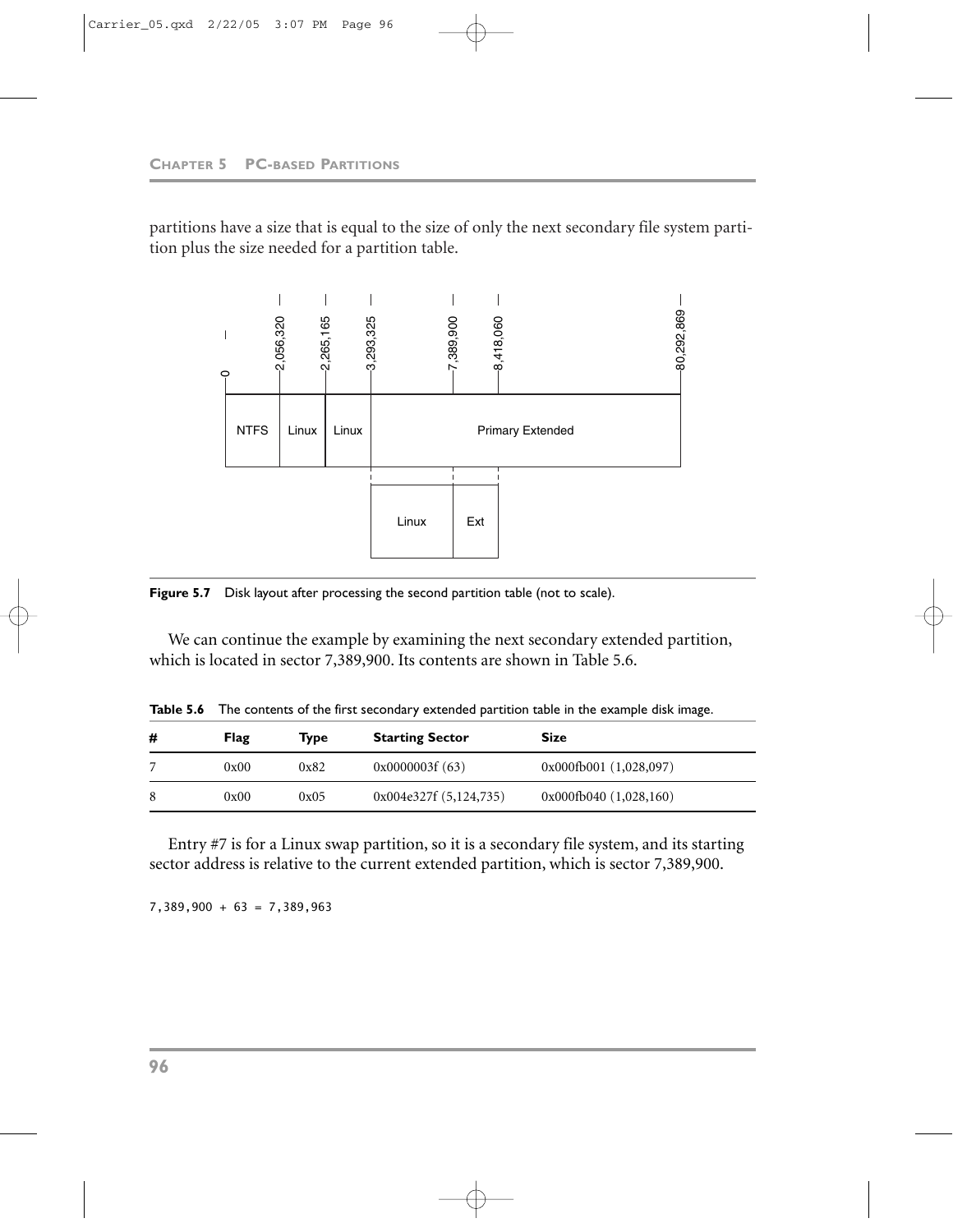partitions have a size that is equal to the size of only the next secondary file system partition plus the size needed for a partition table.

**Figure 5.7** Disk layout after processing the second partition table (not to scale).

We can continue the example by examining the next secondary extended partition, which is located in sector 7,389,900. Its contents are shown in Table 5.6.

**Table 5.6** The contents of the first secondary extended partition table in the example disk image.

| # | Flag | Type | Starting Sector | Size |
|---|---|---|---|---|
| 7 | 0x00 | 0x82 | 0x0000003f (63) | 0x000fb001 (1,028,097) |
| 8 | 0x00 | 0x05 | 0x004e327f (5,124,735) | 0x000fb040 (1,028,160) |

Entry #7 is for a Linux swap partition, so it is a secondary file system, and its starting sector address is relative to the current extended partition, which is sector 7,389,900.

```
7,389,900 + 63 = 7,389,963
```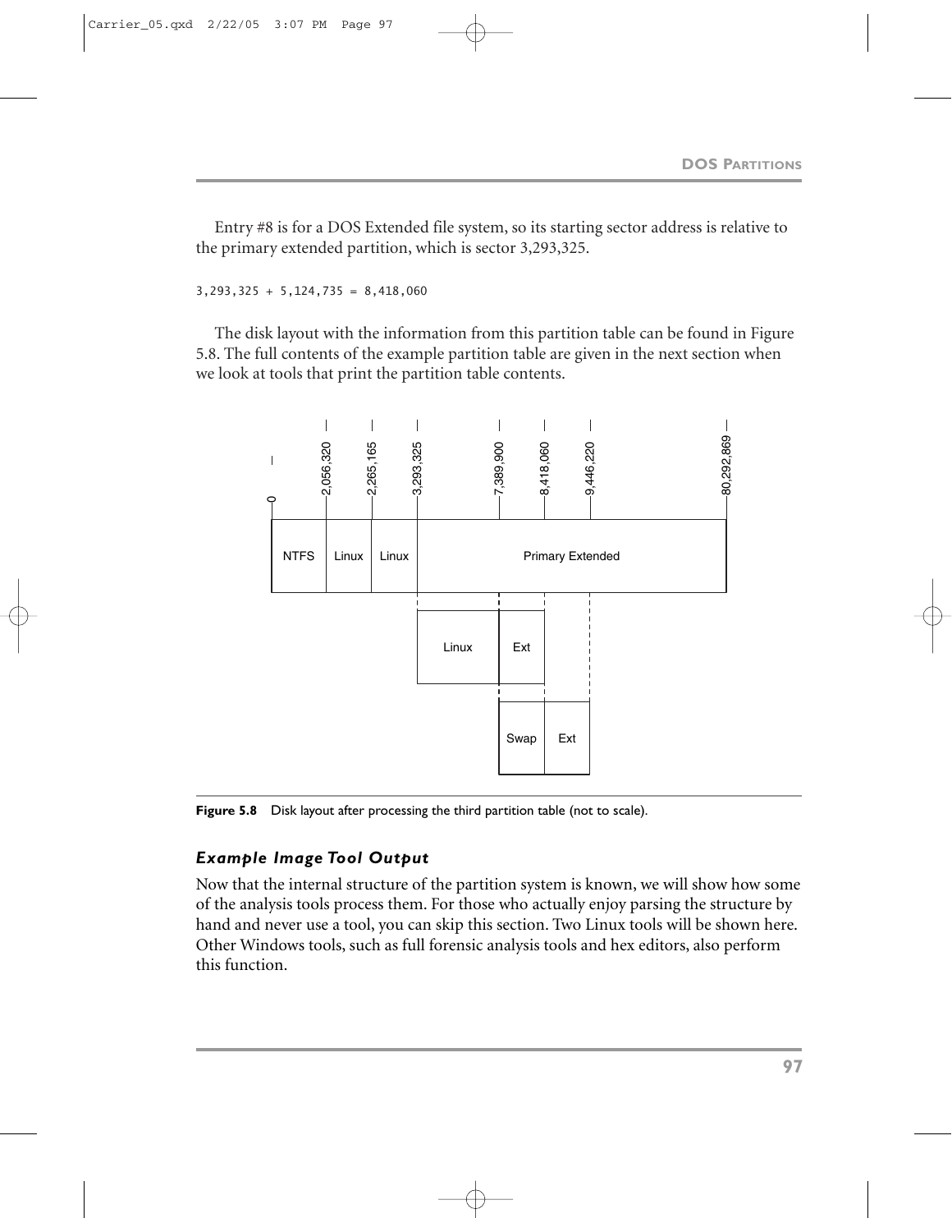Entry #8 is for a DOS Extended file system, so its starting sector address is relative to the primary extended partition, which is sector 3,293,325.

```
3,293,325 + 5,124,735 = 8,418,060
```

The disk layout with the information from this partition table can be found in Figure 5.8. The full contents of the example partition table are given in the next section when we look at tools that print the partition table contents.

**Figure 5.8** Disk layout after processing the third partition table (not to scale).

### *Example Image Tool Output*

Now that the internal structure of the partition system is known, we will show how some of the analysis tools process them. For those who actually enjoy parsing the structure by hand and never use a tool, you can skip this section. Two Linux tools will be shown here. Other Windows tools, such as full forensic analysis tools and hex editors, also perform this function.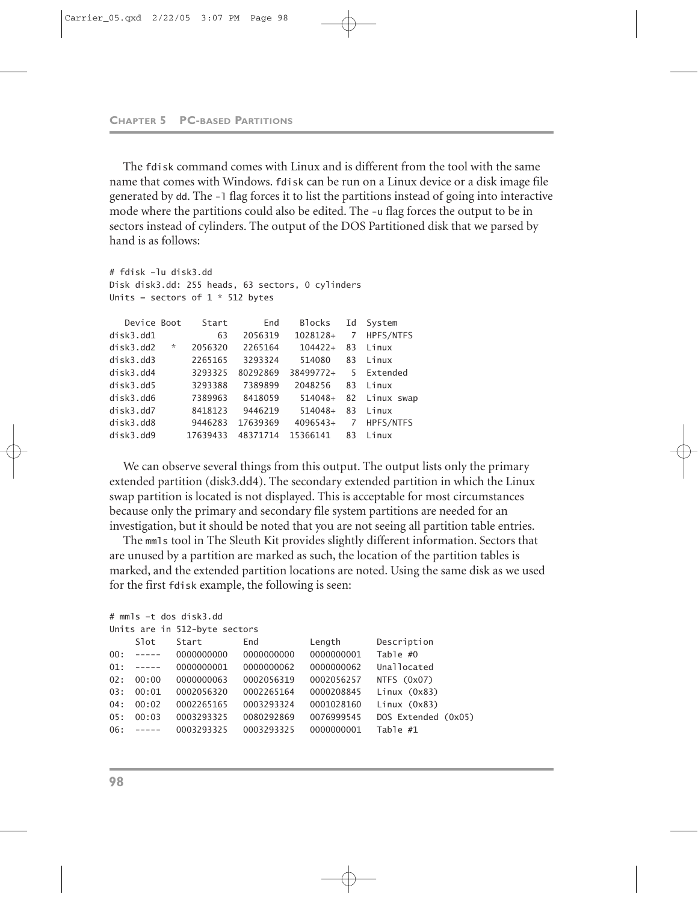The `fdisk` command comes with Linux and is different from the tool with the same name that comes with Windows. `fdisk` can be run on a Linux device or a disk image file generated by `dd`. The `-l` flag forces it to list the partitions instead of going into interactive mode where the partitions could also be edited. The `-u` flag forces the output to be in sectors instead of cylinders. The output of the DOS Partitioned disk that we parsed by hand is as follows:

```
# fdisk -lu disk3.dd
Disk disk3.dd: 255 heads, 63 sectors, 0 cylinders
Units = sectors of 1 * 512 bytes

   Device Boot    Start       End    Blocks   Id  System
disk3.dd1            63   2056319   1028128+   7  HPFS/NTFS
disk3.dd2   *   2056320   2265164    104422+  83  Linux
disk3.dd3       2265165   3293324    514080   83  Linux
disk3.dd4       3293325  80292869  38499772+   5  Extended
disk3.dd5       3293388   7389899   2048256   83  Linux
disk3.dd6       7389963   8418059    514048+  82  Linux swap
disk3.dd7       8418123   9446219    514048+  83  Linux
disk3.dd8       9446283  17639369   4096543+   7  HPFS/NTFS
disk3.dd9      17639433  48371714  15366141   83  Linux
```

We can observe several things from this output. The output lists only the primary extended partition (disk3.dd4). The secondary extended partition in which the Linux swap partition is located is not displayed. This is acceptable for most circumstances because only the primary and secondary file system partitions are needed for an investigation, but it should be noted that you are not seeing all partition table entries.

The `mmls` tool in The Sleuth Kit provides slightly different information. Sectors that are unused by a partition are marked as such, the location of the partition tables is marked, and the extended partition locations are noted. Using the same disk as we used for the first `fdisk` example, the following is seen:

```
# mmls -t dos disk3.dd
Units are in 512-byte sectors
     Slot    Start        End          Length       Description
00:  -----   0000000000   0000000000   0000000001   Table #0
01:  -----   0000000001   0000000062   0000000062   Unallocated
02:  00:00   0000000063   0002056319   0002056257   NTFS (0x07)
03:  00:01   0002056320   0002265164   0000208845   Linux (0x83)
04:  00:02   0002265165   0003293324   0001028160   Linux (0x83)
05:  00:03   0003293325   0080292869   0076999545   DOS Extended (0x05)
06:  -----   0003293325   0003293325   0000000001   Table #1
```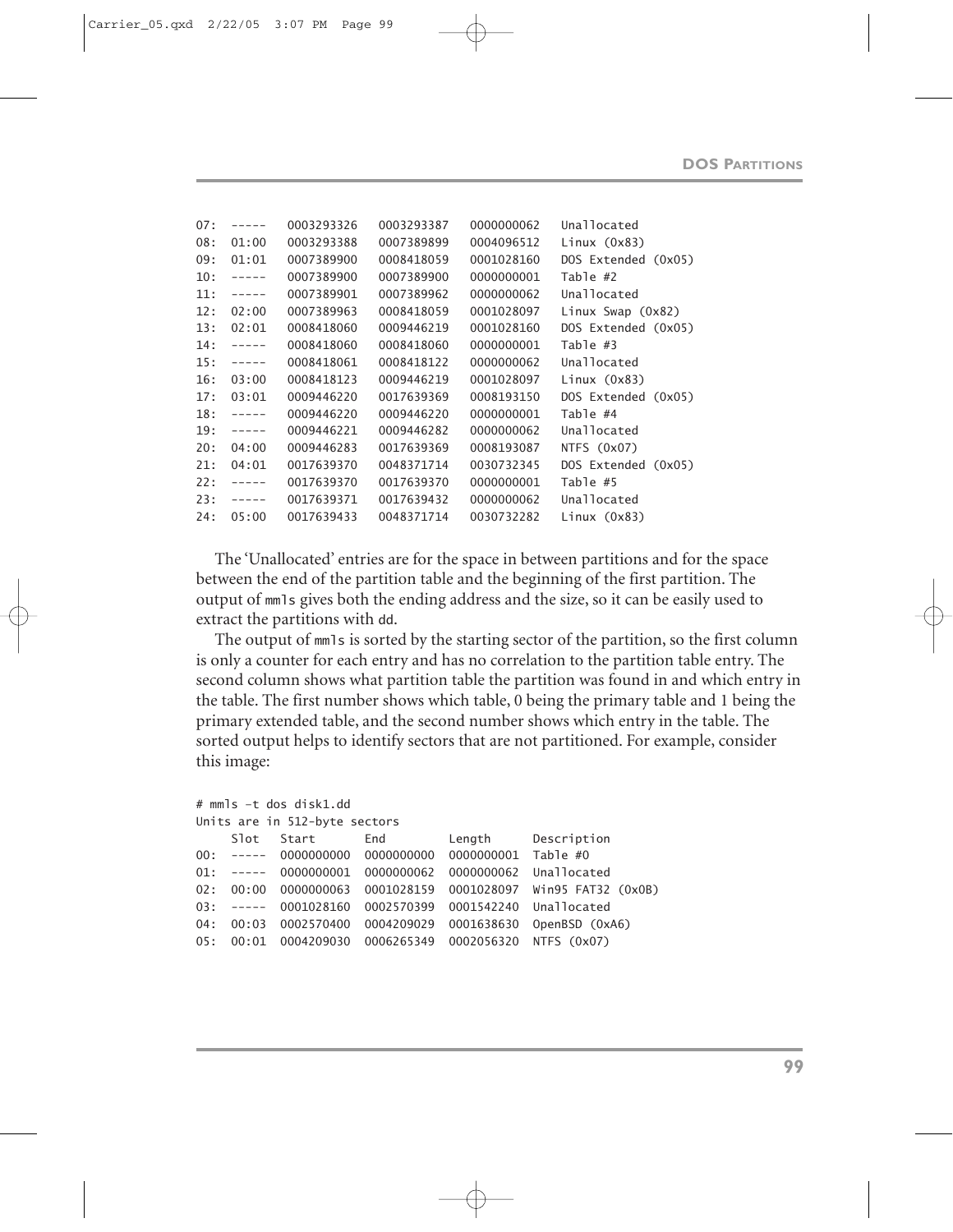```
07:  -----  0003293326  0003293387  0000000062  Unallocated
08:  01:00  0003293388  0007389899  0004096512  Linux (0x83)
09:  01:01  0007389900  0008418059  0001028160  DOS Extended (0x05)
10:  -----  0007389900  0007389900  0000000001  Table #2
11:  -----  0007389901  0007389962  0000000062  Unallocated
12:  02:00  0007389963  0008418059  0001028097  Linux Swap (0x82)
13:  02:01  0008418060  0009446219  0001028160  DOS Extended (0x05)
14:  -----  0008418060  0008418060  0000000001  Table #3
15:  -----  0008418061  0008418122  0000000062  Unallocated
16:  03:00  0008418123  0009446219  0001028097  Linux (0x83)
17:  03:01  0009446220  0017639369  0008193150  DOS Extended (0x05)
18:  -----  0009446220  0009446220  0000000001  Table #4
19:  -----  0009446221  0009446282  0000000062  Unallocated
20:  04:00  0009446283  0017639369  0008193087  NTFS (0x07)
21:  04:01  0017639370  0048371714  0030732345  DOS Extended (0x05)
22:  -----  0017639370  0017639370  0000000001  Table #5
23:  -----  0017639371  0017639432  0000000062  Unallocated
24:  05:00  0017639433  0048371714  0030732282  Linux (0x83)
```

The 'Unallocated' entries are for the space in between partitions and for the space between the end of the partition table and the beginning of the first partition. The output of `mmls` gives both the ending address and the size, so it can be easily used to extract the partitions with `dd`.

The output of `mmls` is sorted by the starting sector of the partition, so the first column is only a counter for each entry and has no correlation to the partition table entry. The second column shows what partition table the partition was found in and which entry in the table. The first number shows which table, 0 being the primary table and 1 being the primary extended table, and the second number shows which entry in the table. The sorted output helps to identify sectors that are not partitioned. For example, consider this image:

```
# mmls -t dos disk1.dd
Units are in 512-byte sectors
     Slot   Start       End         Length      Description
00:  -----  0000000000  0000000000  0000000001  Table #0
01:  -----  0000000001  0000000062  0000000062  Unallocated
02:  00:00  0000000063  0001028159  0001028097  Win95 FAT32 (0x0B)
03:  -----  0001028160  0002570399  0001542240  Unallocated
04:  00:03  0002570400  0004209029  0001638630  OpenBSD (0xA6)
05:  00:01  0004209030  0006265349  0002056320  NTFS (0x07)
```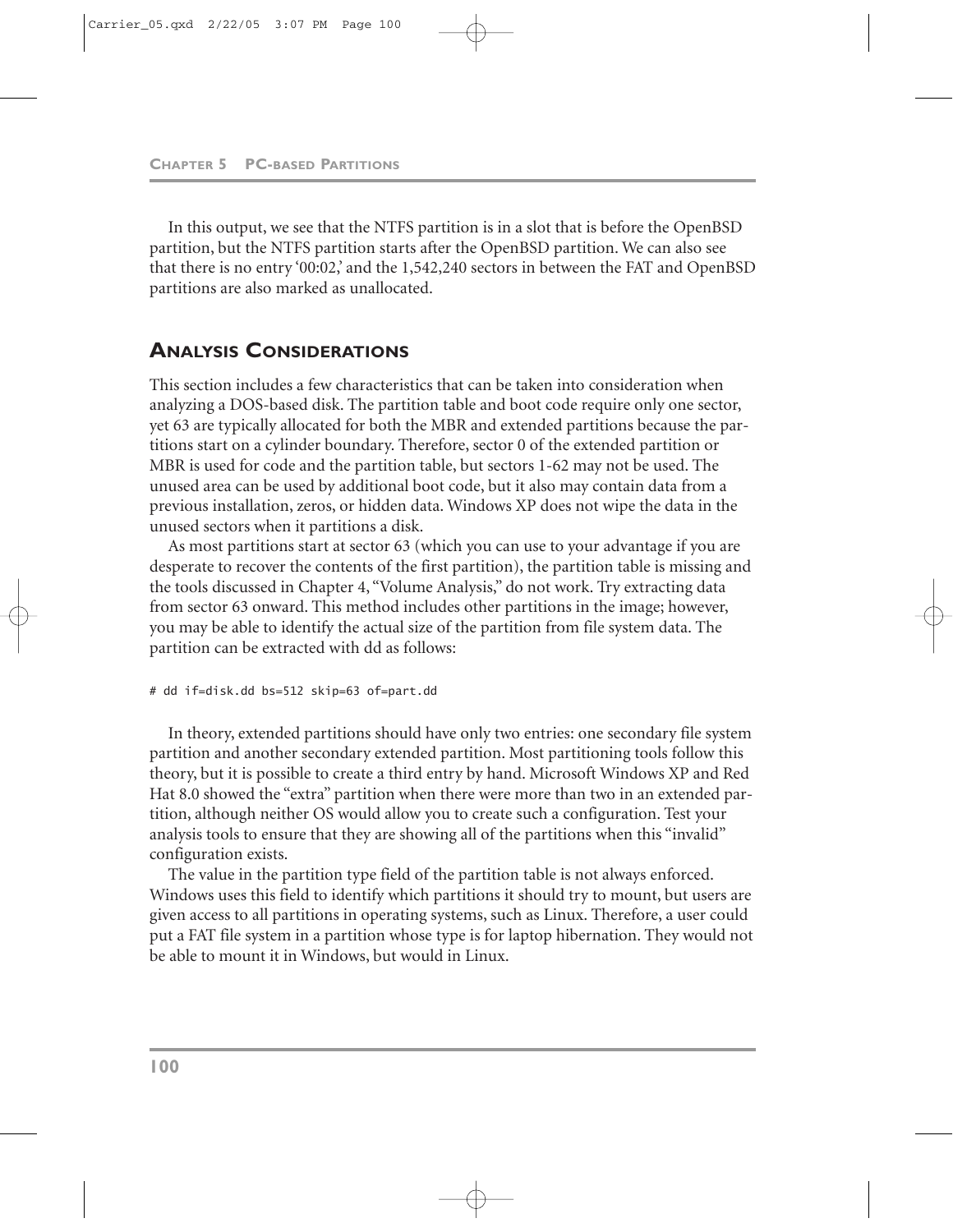In this output, we see that the NTFS partition is in a slot that is before the OpenBSD partition, but the NTFS partition starts after the OpenBSD partition. We can also see that there is no entry '00:02,' and the 1,542,240 sectors in between the FAT and OpenBSD partitions are also marked as unallocated.

## Analysis Considerations

This section includes a few characteristics that can be taken into consideration when analyzing a DOS-based disk. The partition table and boot code require only one sector, yet 63 are typically allocated for both the MBR and extended partitions because the partitions start on a cylinder boundary. Therefore, sector 0 of the extended partition or MBR is used for code and the partition table, but sectors 1-62 may not be used. The unused area can be used by additional boot code, but it also may contain data from a previous installation, zeros, or hidden data. Windows XP does not wipe the data in the unused sectors when it partitions a disk.

As most partitions start at sector 63 (which you can use to your advantage if you are desperate to recover the contents of the first partition), the partition table is missing and the tools discussed in Chapter 4, "Volume Analysis," do not work. Try extracting data from sector 63 onward. This method includes other partitions in the image; however, you may be able to identify the actual size of the partition from file system data. The partition can be extracted with dd as follows:

```
# dd if=disk.dd bs=512 skip=63 of=part.dd
```

In theory, extended partitions should have only two entries: one secondary file system partition and another secondary extended partition. Most partitioning tools follow this theory, but it is possible to create a third entry by hand. Microsoft Windows XP and Red Hat 8.0 showed the "extra" partition when there were more than two in an extended partition, although neither OS would allow you to create such a configuration. Test your analysis tools to ensure that they are showing all of the partitions when this "invalid" configuration exists.

The value in the partition type field of the partition table is not always enforced. Windows uses this field to identify which partitions it should try to mount, but users are given access to all partitions in operating systems, such as Linux. Therefore, a user could put a FAT file system in a partition whose type is for laptop hibernation. They would not be able to mount it in Windows, but would in Linux.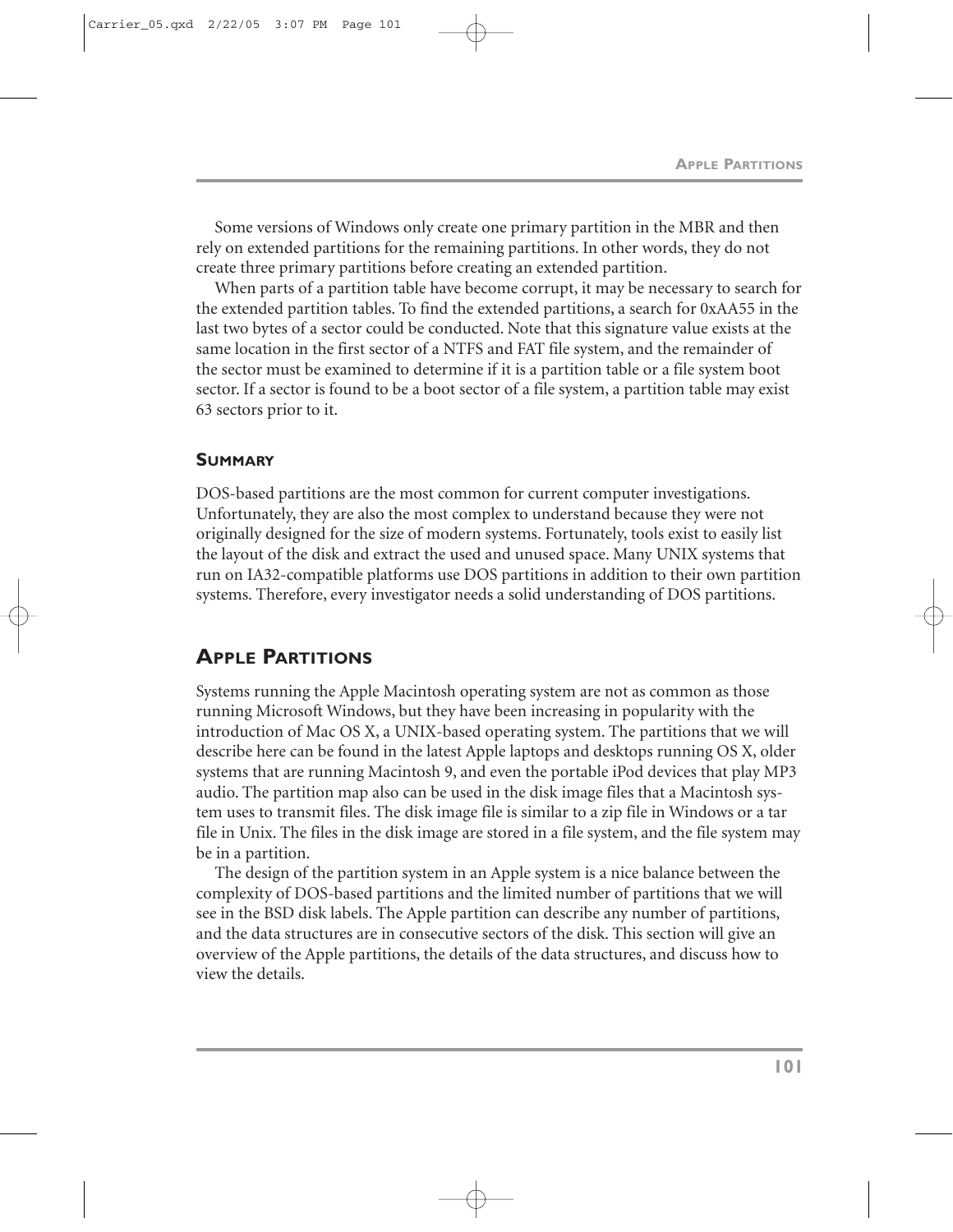Some versions of Windows only create one primary partition in the MBR and then rely on extended partitions for the remaining partitions. In other words, they do not create three primary partitions before creating an extended partition.

When parts of a partition table have become corrupt, it may be necessary to search for the extended partition tables. To find the extended partitions, a search for 0xAA55 in the last two bytes of a sector could be conducted. Note that this signature value exists at the same location in the first sector of a NTFS and FAT file system, and the remainder of the sector must be examined to determine if it is a partition table or a file system boot sector. If a sector is found to be a boot sector of a file system, a partition table may exist 63 sectors prior to it.

### Summary

DOS-based partitions are the most common for current computer investigations. Unfortunately, they are also the most complex to understand because they were not originally designed for the size of modern systems. Fortunately, tools exist to easily list the layout of the disk and extract the used and unused space. Many UNIX systems that run on IA32-compatible platforms use DOS partitions in addition to their own partition systems. Therefore, every investigator needs a solid understanding of DOS partitions.

## Apple Partitions

Systems running the Apple Macintosh operating system are not as common as those running Microsoft Windows, but they have been increasing in popularity with the introduction of Mac OS X, a UNIX-based operating system. The partitions that we will describe here can be found in the latest Apple laptops and desktops running OS X, older systems that are running Macintosh 9, and even the portable iPod devices that play MP3 audio. The partition map also can be used in the disk image files that a Macintosh system uses to transmit files. The disk image file is similar to a zip file in Windows or a tar file in Unix. The files in the disk image are stored in a file system, and the file system may be in a partition.

The design of the partition system in an Apple system is a nice balance between the complexity of DOS-based partitions and the limited number of partitions that we will see in the BSD disk labels. The Apple partition can describe any number of partitions, and the data structures are in consecutive sectors of the disk. This section will give an overview of the Apple partitions, the details of the data structures, and discuss how to view the details.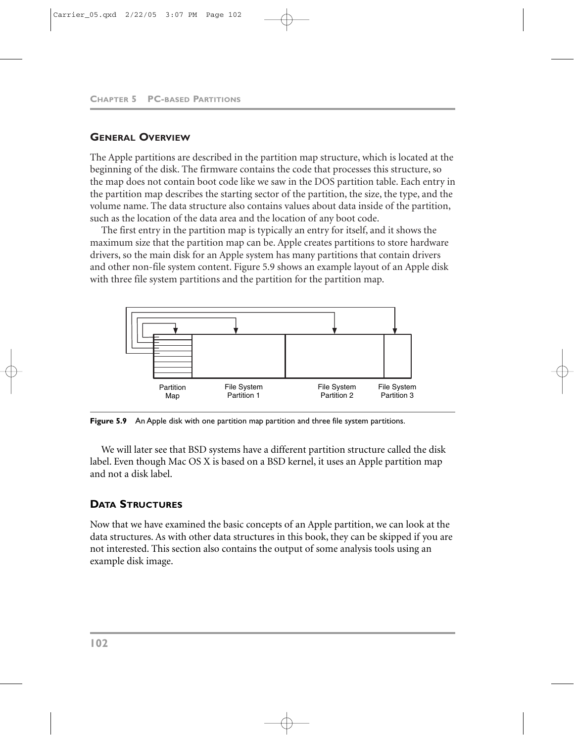## General Overview

The Apple partitions are described in the partition map structure, which is located at the beginning of the disk. The firmware contains the code that processes this structure, so the map does not contain boot code like we saw in the DOS partition table. Each entry in the partition map describes the starting sector of the partition, the size, the type, and the volume name. The data structure also contains values about data inside of the partition, such as the location of the data area and the location of any boot code.

The first entry in the partition map is typically an entry for itself, and it shows the maximum size that the partition map can be. Apple creates partitions to store hardware drivers, so the main disk for an Apple system has many partitions that contain drivers and other non-file system content. Figure 5.9 shows an example layout of an Apple disk with three file system partitions and the partition for the partition map.

Partition Map | File System Partition 1 | File System Partition 2 | File System Partition 3

**Figure 5.9** An Apple disk with one partition map partition and three file system partitions.

We will later see that BSD systems have a different partition structure called the disk label. Even though Mac OS X is based on a BSD kernel, it uses an Apple partition map and not a disk label.

## Data Structures

Now that we have examined the basic concepts of an Apple partition, we can look at the data structures. As with other data structures in this book, they can be skipped if you are not interested. This section also contains the output of some analysis tools using an example disk image.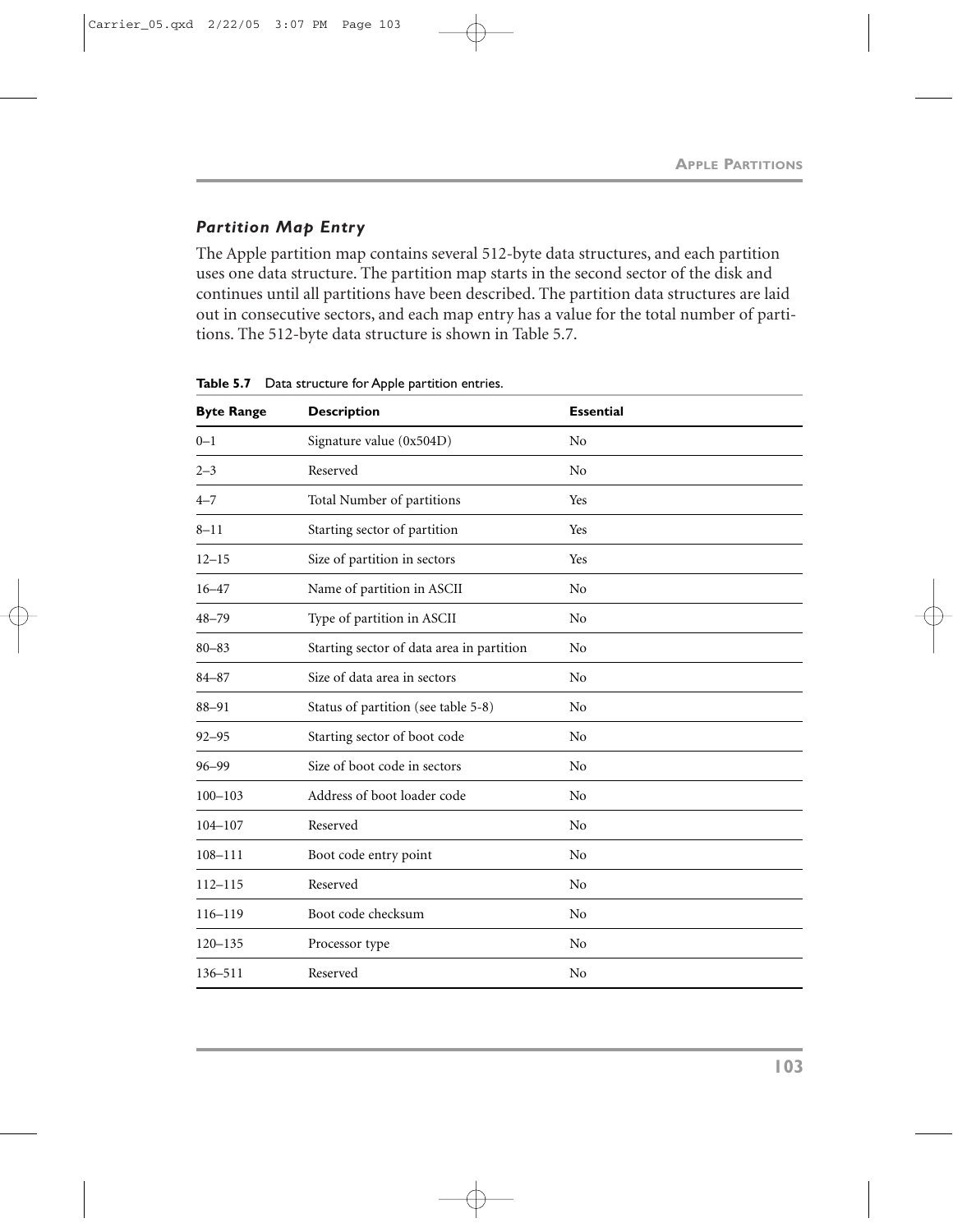### *Partition Map Entry*

The Apple partition map contains several 512-byte data structures, and each partition uses one data structure. The partition map starts in the second sector of the disk and continues until all partitions have been described. The partition data structures are laid out in consecutive sectors, and each map entry has a value for the total number of partitions. The 512-byte data structure is shown in Table 5.7.

**Table 5.7** Data structure for Apple partition entries.

| Byte Range | Description | Essential |
|---|---|---|
| 0–1 | Signature value (0x504D) | No |
| 2–3 | Reserved | No |
| 4–7 | Total Number of partitions | Yes |
| 8–11 | Starting sector of partition | Yes |
| 12–15 | Size of partition in sectors | Yes |
| 16–47 | Name of partition in ASCII | No |
| 48–79 | Type of partition in ASCII | No |
| 80–83 | Starting sector of data area in partition | No |
| 84–87 | Size of data area in sectors | No |
| 88–91 | Status of partition (see table 5-8) | No |
| 92–95 | Starting sector of boot code | No |
| 96–99 | Size of boot code in sectors | No |
| 100–103 | Address of boot loader code | No |
| 104–107 | Reserved | No |
| 108–111 | Boot code entry point | No |
| 112–115 | Reserved | No |
| 116–119 | Boot code checksum | No |
| 120–135 | Processor type | No |
| 136–511 | Reserved | No |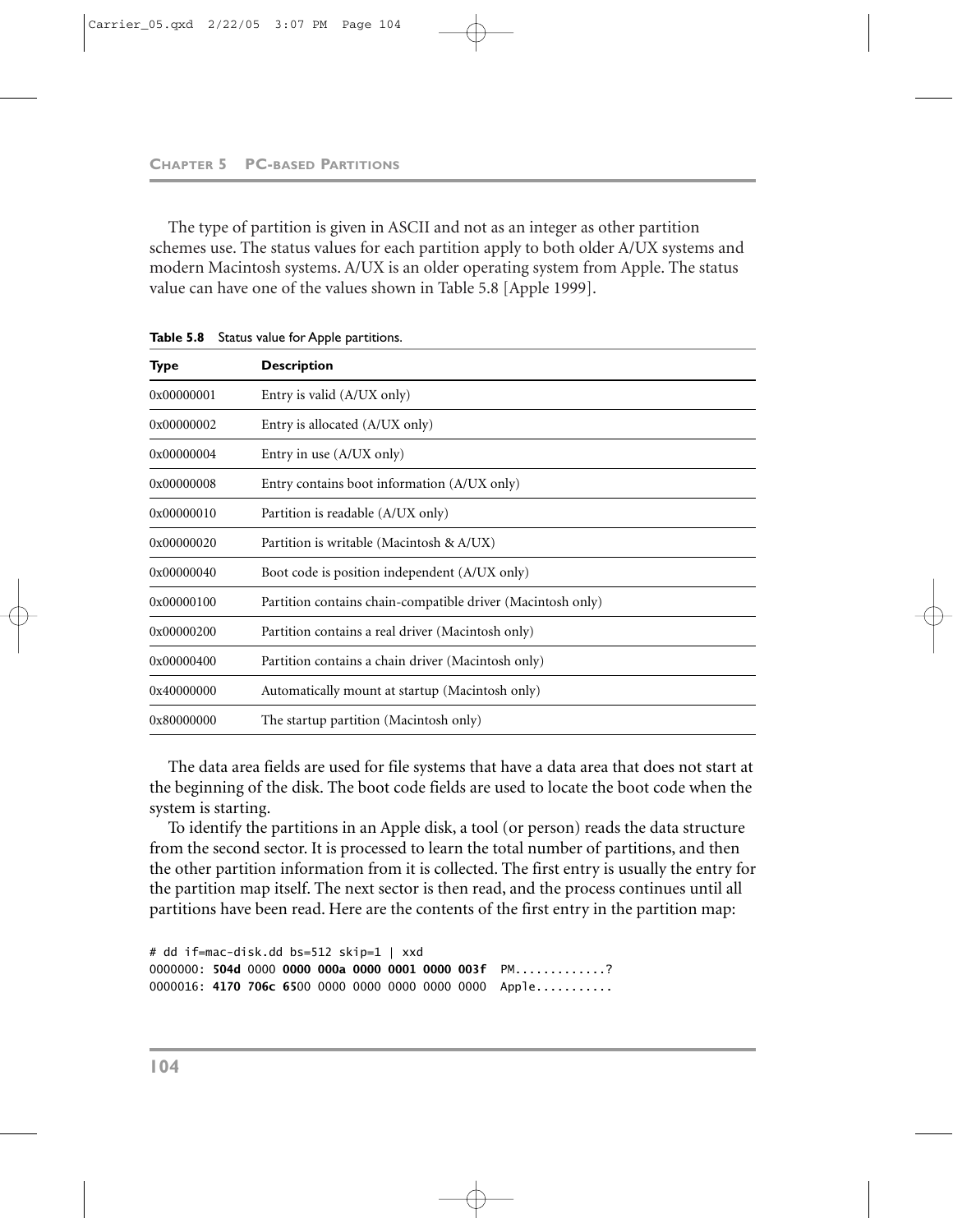The type of partition is given in ASCII and not as an integer as other partition schemes use. The status values for each partition apply to both older A/UX systems and modern Macintosh systems. A/UX is an older operating system from Apple. The status value can have one of the values shown in Table 5.8 [Apple 1999].

**Table 5.8** Status value for Apple partitions.

| Type | Description |
|---|---|
| 0x00000001 | Entry is valid (A/UX only) |
| 0x00000002 | Entry is allocated (A/UX only) |
| 0x00000004 | Entry in use (A/UX only) |
| 0x00000008 | Entry contains boot information (A/UX only) |
| 0x00000010 | Partition is readable (A/UX only) |
| 0x00000020 | Partition is writable (Macintosh & A/UX) |
| 0x00000040 | Boot code is position independent (A/UX only) |
| 0x00000100 | Partition contains chain-compatible driver (Macintosh only) |
| 0x00000200 | Partition contains a real driver (Macintosh only) |
| 0x00000400 | Partition contains a chain driver (Macintosh only) |
| 0x40000000 | Automatically mount at startup (Macintosh only) |
| 0x80000000 | The startup partition (Macintosh only) |

The data area fields are used for file systems that have a data area that does not start at the beginning of the disk. The boot code fields are used to locate the boot code when the system is starting.

To identify the partitions in an Apple disk, a tool (or person) reads the data structure from the second sector. It is processed to learn the total number of partitions, and then the other partition information from it is collected. The first entry is usually the entry for the partition map itself. The next sector is then read, and the process continues until all partitions have been read. Here are the contents of the first entry in the partition map:

```
# dd if=mac-disk.dd bs=512 skip=1 | xxd
0000000: 504d 0000 0000 000a 0000 0001 0000 003f  PM............?
0000016: 4170 706c 6500 0000 0000 0000 0000 0000  Apple...........
```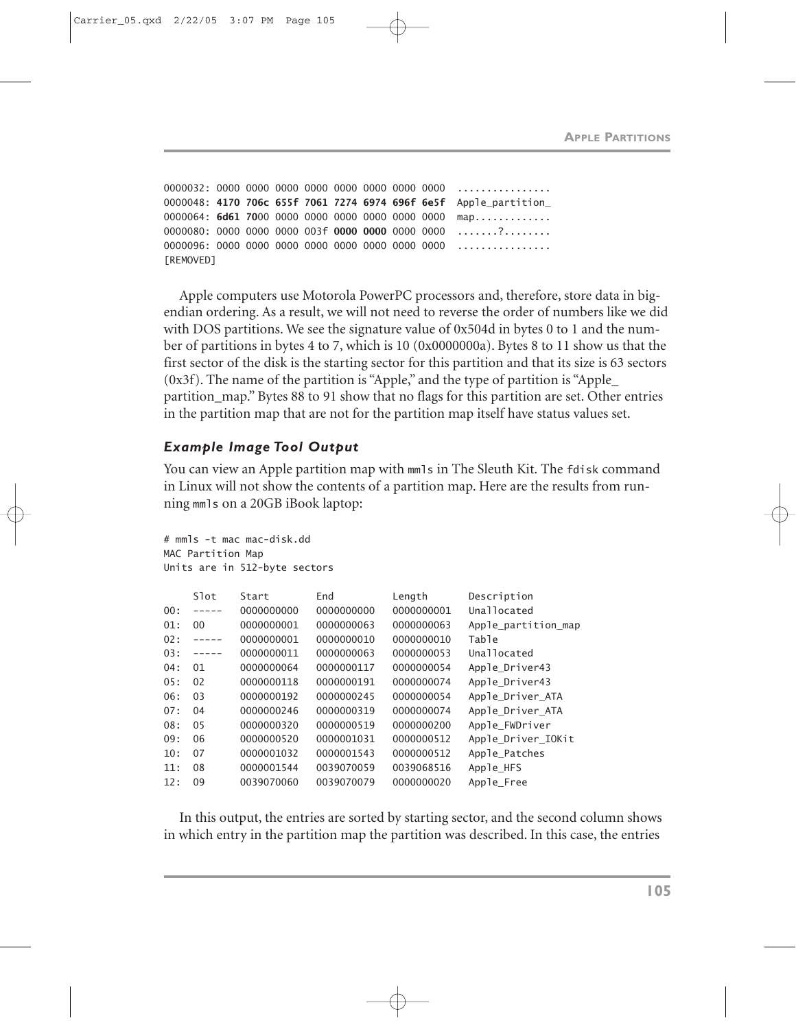```
0000032: 0000 0000 0000 0000 0000 0000 0000 0000  ................
0000048: 4170 706c 655f 7061 7274 6974 696f 6e5f  Apple_partition_
0000064: 6d61 7000 0000 0000 0000 0000 0000 0000  map.............
0000080: 0000 0000 0000 003f 0000 0000 0000 0000  .......?........
0000096: 0000 0000 0000 0000 0000 0000 0000 0000  ................
[REMOVED]
```

Apple computers use Motorola PowerPC processors and, therefore, store data in big-endian ordering. As a result, we will not need to reverse the order of numbers like we did with DOS partitions. We see the signature value of 0x504d in bytes 0 to 1 and the number of partitions in bytes 4 to 7, which is 10 (0x0000000a). Bytes 8 to 11 show us that the first sector of the disk is the starting sector for this partition and that its size is 63 sectors (0x3f). The name of the partition is "Apple," and the type of partition is "Apple_partition_map." Bytes 88 to 91 show that no flags for this partition are set. Other entries in the partition map that are not for the partition map itself have status values set.

### *Example Image Tool Output*

You can view an Apple partition map with `mmls` in The Sleuth Kit. The `fdisk` command in Linux will not show the contents of a partition map. Here are the results from running `mmls` on a 20GB iBook laptop:

```
# mmls -t mac mac-disk.dd
MAC Partition Map
Units are in 512-byte sectors

     Slot    Start        End          Length       Description
00:  -----   0000000000   0000000000   0000000001   Unallocated
01:  00      0000000001   0000000063   0000000063   Apple_partition_map
02:  -----   0000000001   0000000010   0000000010   Table
03:  -----   0000000011   0000000063   0000000053   Unallocated
04:  01      0000000064   0000000117   0000000054   Apple_Driver43
05:  02      0000000118   0000000191   0000000074   Apple_Driver43
06:  03      0000000192   0000000245   0000000054   Apple_Driver_ATA
07:  04      0000000246   0000000319   0000000074   Apple_Driver_ATA
08:  05      0000000320   0000000519   0000000200   Apple_FWDriver
09:  06      0000000520   0000001031   0000000512   Apple_Driver_IOKit
10:  07      0000001032   0000001543   0000000512   Apple_Patches
11:  08      0000001544   0039070059   0039068516   Apple_HFS
12:  09      0039070060   0039070079   0000000020   Apple_Free
```

In this output, the entries are sorted by starting sector, and the second column shows in which entry in the partition map the partition was described. In this case, the entries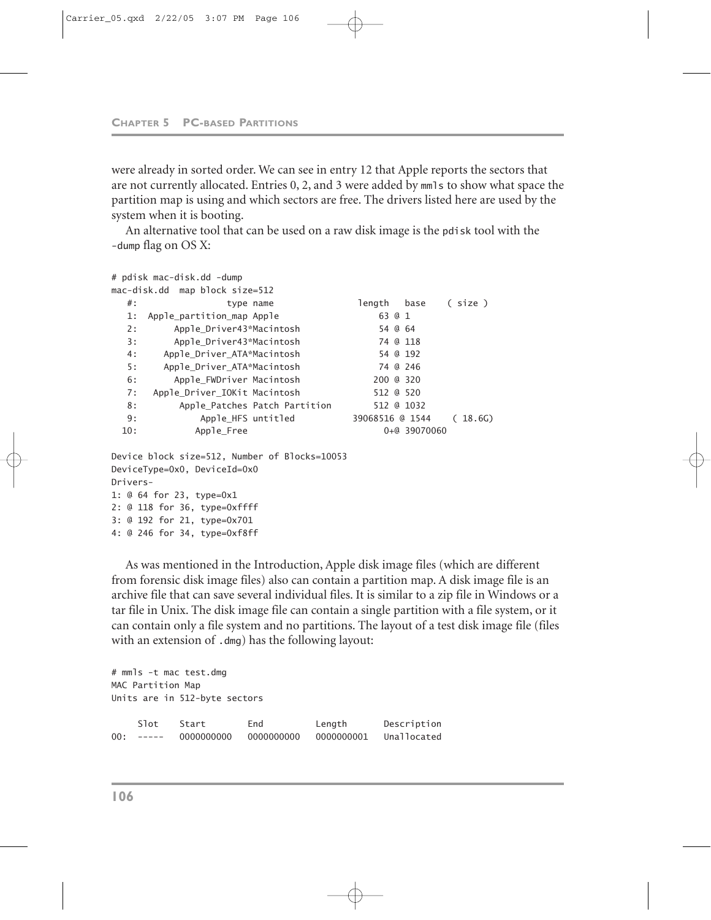were already in sorted order. We can see in entry 12 that Apple reports the sectors that are not currently allocated. Entries 0, 2, and 3 were added by `mmls` to show what space the partition map is using and which sectors are free. The drivers listed here are used by the system when it is booting.

An alternative tool that can be used on a raw disk image is the `pdisk` tool with the `-dump` flag on OS X:

```
# pdisk mac-disk.dd -dump
mac-disk.dd  map block size=512
   #:                type name                length   base    ( size )
   1:  Apple_partition_map Apple                  63 @ 1
   2:      Apple_Driver43*Macintosh               54 @ 64
   3:      Apple_Driver43*Macintosh               74 @ 118
   4:    Apple_Driver_ATA*Macintosh               54 @ 192
   5:    Apple_Driver_ATA*Macintosh               74 @ 246
   6:      Apple_FWDriver Macintosh              200 @ 320
   7:   Apple_Driver_IOKit Macintosh             512 @ 520
   8:       Apple_Patches Patch Partition        512 @ 1032
   9:           Apple_HFS untitled          39068516 @ 1544    ( 18.6G)
  10:          Apple_Free                          0+@ 39070060

Device block size=512, Number of Blocks=10053
DeviceType=0x0, DeviceId=0x0
Drivers-
1: @ 64 for 23, type=0x1
2: @ 118 for 36, type=0xffff
3: @ 192 for 21, type=0x701
4: @ 246 for 34, type=0xf8ff
```

As was mentioned in the Introduction, Apple disk image files (which are different from forensic disk image files) also can contain a partition map. A disk image file is an archive file that can save several individual files. It is similar to a zip file in Windows or a tar file in Unix. The disk image file can contain a single partition with a file system, or it can contain only a file system and no partitions. The layout of a test disk image file (files with an extension of `.dmg`) has the following layout:

```
# mmls -t mac test.dmg
MAC Partition Map
Units are in 512-byte sectors

     Slot    Start        End          Length       Description
00:  -----   0000000000   0000000000   0000000001   Unallocated
```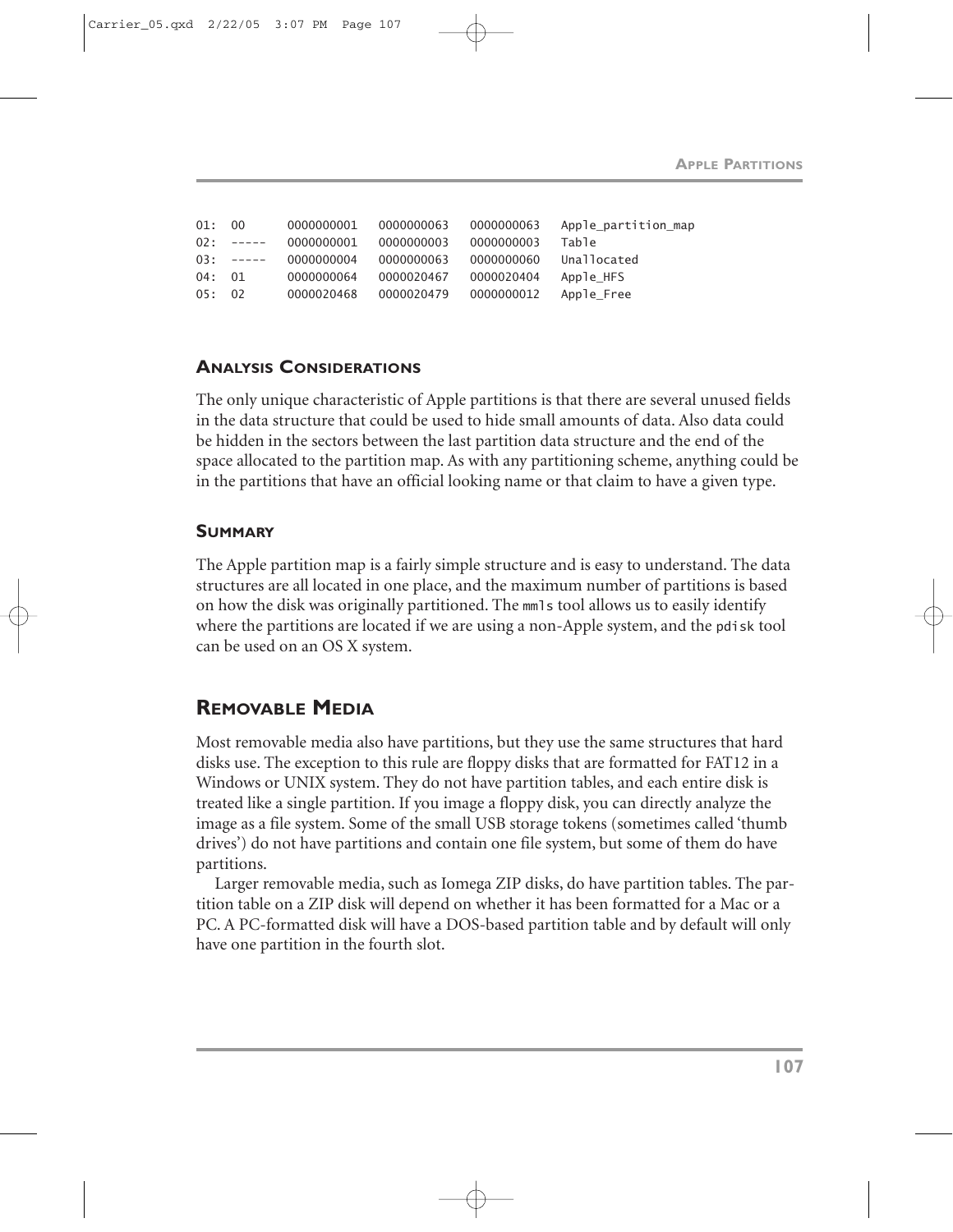```
01:  00      0000000001   0000000063   0000000063   Apple_partition_map
02:  -----   0000000001   0000000003   0000000003   Table
03:  -----   0000000004   0000000063   0000000060   Unallocated
04:  01      0000000064   0000020467   0000020404   Apple_HFS
05:  02      0000020468   0000020479   0000000012   Apple_Free
```

### ANALYSIS CONSIDERATIONS

The only unique characteristic of Apple partitions is that there are several unused fields in the data structure that could be used to hide small amounts of data. Also data could be hidden in the sectors between the last partition data structure and the end of the space allocated to the partition map. As with any partitioning scheme, anything could be in the partitions that have an official looking name or that claim to have a given type.

### SUMMARY

The Apple partition map is a fairly simple structure and is easy to understand. The data structures are all located in one place, and the maximum number of partitions is based on how the disk was originally partitioned. The `mmls` tool allows us to easily identify where the partitions are located if we are using a non-Apple system, and the `pdisk` tool can be used on an OS X system.

## REMOVABLE MEDIA

Most removable media also have partitions, but they use the same structures that hard disks use. The exception to this rule are floppy disks that are formatted for FAT12 in a Windows or UNIX system. They do not have partition tables, and each entire disk is treated like a single partition. If you image a floppy disk, you can directly analyze the image as a file system. Some of the small USB storage tokens (sometimes called 'thumb drives') do not have partitions and contain one file system, but some of them do have partitions.

Larger removable media, such as Iomega ZIP disks, do have partition tables. The partition table on a ZIP disk will depend on whether it has been formatted for a Mac or a PC. A PC-formatted disk will have a DOS-based partition table and by default will only have one partition in the fourth slot.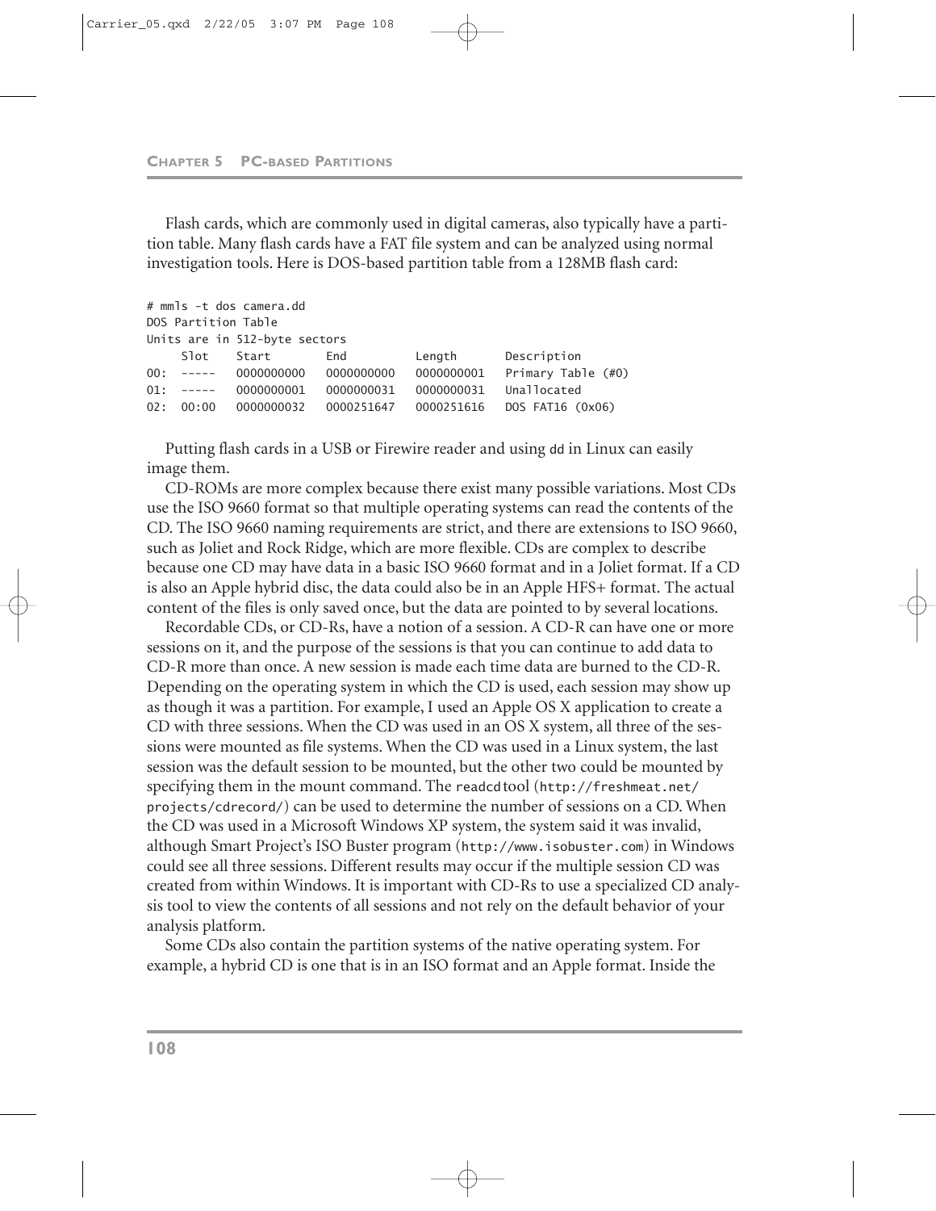Flash cards, which are commonly used in digital cameras, also typically have a partition table. Many flash cards have a FAT file system and can be analyzed using normal investigation tools. Here is DOS-based partition table from a 128MB flash card:

```
# mmls -t dos camera.dd
DOS Partition Table
Units are in 512-byte sectors
     Slot    Start        End          Length       Description
00:  -----   0000000000   0000000000   0000000001   Primary Table (#0)
01:  -----   0000000001   0000000031   0000000031   Unallocated
02:  00:00   0000000032   0000251647   0000251616   DOS FAT16 (0x06)
```

Putting flash cards in a USB or Firewire reader and using dd in Linux can easily image them.

CD-ROMs are more complex because there exist many possible variations. Most CDs use the ISO 9660 format so that multiple operating systems can read the contents of the CD. The ISO 9660 naming requirements are strict, and there are extensions to ISO 9660, such as Joliet and Rock Ridge, which are more flexible. CDs are complex to describe because one CD may have data in a basic ISO 9660 format and in a Joliet format. If a CD is also an Apple hybrid disc, the data could also be in an Apple HFS+ format. The actual content of the files is only saved once, but the data are pointed to by several locations.

Recordable CDs, or CD-Rs, have a notion of a session. A CD-R can have one or more sessions on it, and the purpose of the sessions is that you can continue to add data to CD-R more than once. A new session is made each time data are burned to the CD-R. Depending on the operating system in which the CD is used, each session may show up as though it was a partition. For example, I used an Apple OS X application to create a CD with three sessions. When the CD was used in an OS X system, all three of the sessions were mounted as file systems. When the CD was used in a Linux system, the last session was the default session to be mounted, but the other two could be mounted by specifying them in the mount command. The readcd tool (http://freshmeat.net/projects/cdrecord/) can be used to determine the number of sessions on a CD. When the CD was used in a Microsoft Windows XP system, the system said it was invalid, although Smart Project's ISO Buster program (http://www.isobuster.com) in Windows could see all three sessions. Different results may occur if the multiple session CD was created from within Windows. It is important with CD-Rs to use a specialized CD analysis tool to view the contents of all sessions and not rely on the default behavior of your analysis platform.

Some CDs also contain the partition systems of the native operating system. For example, a hybrid CD is one that is in an ISO format and an Apple format. Inside the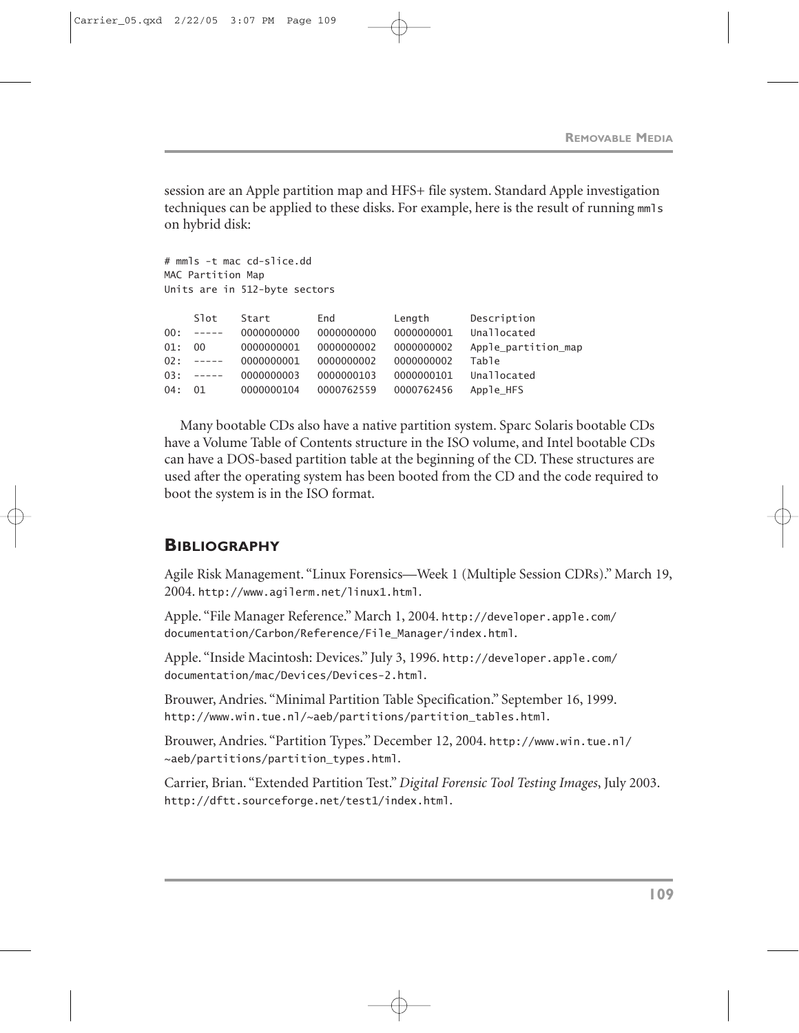session are an Apple partition map and HFS+ file system. Standard Apple investigation techniques can be applied to these disks. For example, here is the result of running `mmls` on hybrid disk:

```
# mmls -t mac cd-slice.dd
MAC Partition Map
Units are in 512-byte sectors

     Slot    Start        End          Length       Description
00:  -----   0000000000   0000000000   0000000001   Unallocated
01:  00      0000000001   0000000002   0000000002   Apple_partition_map
02:  -----   0000000001   0000000002   0000000002   Table
03:  -----   0000000003   0000000103   0000000101   Unallocated
04:  01      0000000104   0000762559   0000762456   Apple_HFS
```

Many bootable CDs also have a native partition system. Sparc Solaris bootable CDs have a Volume Table of Contents structure in the ISO volume, and Intel bootable CDs can have a DOS-based partition table at the beginning of the CD. These structures are used after the operating system has been booted from the CD and the code required to boot the system is in the ISO format.

## Bibliography

Agile Risk Management. "Linux Forensics—Week 1 (Multiple Session CDRs)." March 19, 2004. http://www.agilerm.net/linux1.html.

Apple. "File Manager Reference." March 1, 2004. http://developer.apple.com/documentation/Carbon/Reference/File_Manager/index.html.

Apple. "Inside Macintosh: Devices." July 3, 1996. http://developer.apple.com/documentation/mac/Devices/Devices-2.html.

Brouwer, Andries. "Minimal Partition Table Specification." September 16, 1999. http://www.win.tue.nl/~aeb/partitions/partition_tables.html.

Brouwer, Andries. "Partition Types." December 12, 2004. http://www.win.tue.nl/~aeb/partitions/partition_types.html.

Carrier, Brian. "Extended Partition Test." *Digital Forensic Tool Testing Images*, July 2003. http://dftt.sourceforge.net/test1/index.html.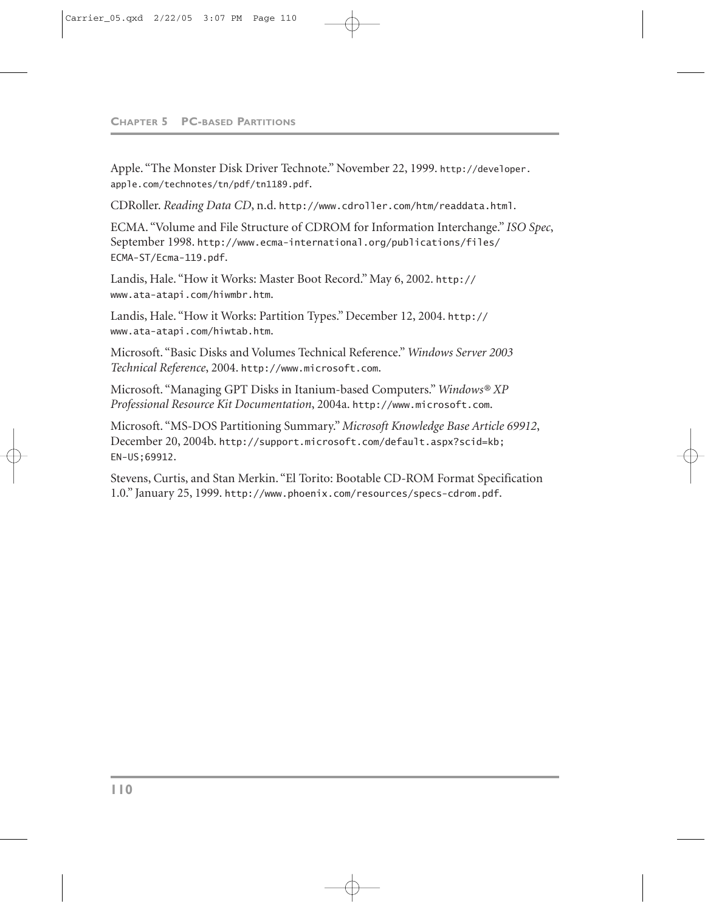Apple. "The Monster Disk Driver Technote." November 22, 1999. http://developer.apple.com/technotes/tn/pdf/tn1189.pdf.

CDRoller. *Reading Data CD*, n.d. http://www.cdroller.com/htm/readdata.html.

ECMA. "Volume and File Structure of CDROM for Information Interchange." *ISO Spec*, September 1998. http://www.ecma-international.org/publications/files/ECMA-ST/Ecma-119.pdf.

Landis, Hale. "How it Works: Master Boot Record." May 6, 2002. http://www.ata-atapi.com/hiwmbr.htm.

Landis, Hale. "How it Works: Partition Types." December 12, 2004. http://www.ata-atapi.com/hiwtab.htm.

Microsoft. "Basic Disks and Volumes Technical Reference." *Windows Server 2003 Technical Reference*, 2004. http://www.microsoft.com.

Microsoft. "Managing GPT Disks in Itanium-based Computers." *Windows® XP Professional Resource Kit Documentation*, 2004a. http://www.microsoft.com.

Microsoft. "MS-DOS Partitioning Summary." *Microsoft Knowledge Base Article 69912*, December 20, 2004b. http://support.microsoft.com/default.aspx?scid=kb;EN-US;69912.

Stevens, Curtis, and Stan Merkin. "El Torito: Bootable CD-ROM Format Specification 1.0." January 25, 1999. http://www.phoenix.com/resources/specs-cdrom.pdf.